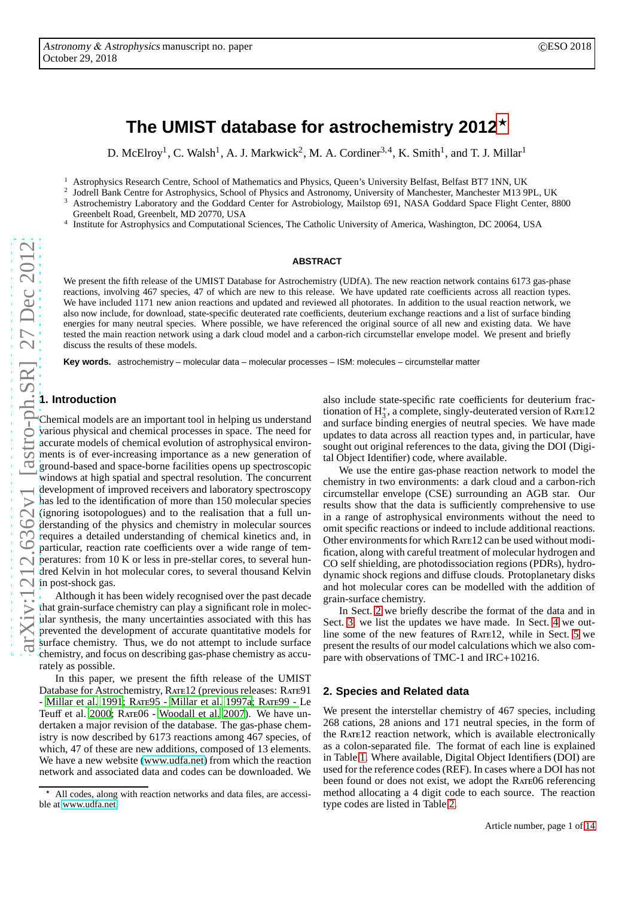# The UMIST database for astrochemistry 2012[⋆]

D. McElroy[1], C. Walsh[1], A. J. Markwick[2], M. A. Cordiner[3,4], K. Smith[1], and T. J. Millar[1]

[1] Astrophysics Research Centre, School of Mathematics and Physics, Queen's University Belfast, Belfast BT7 1NN, UK
[2] Jodrell Bank Centre for Astrophysics, School of Physics and Astronomy, University of Manchester, Manchester M13 9PL, UK
[3] Astrochemistry Laboratory and the Goddard Center for Astrobiology, Mailstop 691, NASA Goddard Space Flight Center, 8800 Greenbelt Road, Greenbelt, MD 20770, USA
[4] Institute for Astrophysics and Computational Sciences, The Catholic University of America, Washington, DC 20064, USA

## ABSTRACT

We present the fifth release of the UMIST Database for Astrochemistry (UDfA). The new reaction network contains 6173 gas-phase reactions, involving 467 species, 47 of which are new to this release. We have updated rate coefficients across all reaction types. We have included 1171 new anion reactions and updated and reviewed all photorates. In addition to the usual reaction network, we also now include, for download, state-specific deuterated rate coefficients, deuterium exchange reactions and a list of surface binding energies for many neutral species. Where possible, we have referenced the original source of all new and existing data. We have tested the main reaction network using a dark cloud model and a carbon-rich circumstellar envelope model. We present and briefly discuss the results of these models.

**Key words.** astrochemistry – molecular data – molecular processes – ISM: molecules – circumstellar matter

## 1. Introduction

Chemical models are an important tool in helping us understand various physical and chemical processes in space. The need for accurate models of chemical evolution of astrophysical environments is of ever-increasing importance as a new generation of ground-based and space-borne facilities opens up spectroscopic windows at high spatial and spectral resolution. The concurrent development of improved receivers and laboratory spectroscopy has led to the identification of more than 150 molecular species (ignoring isotopologues) and to the realisation that a full understanding of the physics and chemistry in molecular sources requires a detailed understanding of chemical kinetics and, in particular, reaction rate coefficients over a wide range of temperatures: from 10 K or less in pre-stellar cores, to several hundred Kelvin in hot molecular cores, to several thousand Kelvin in post-shock gas.

Although it has been widely recognised over the past decade that grain-surface chemistry can play a significant role in molecular synthesis, the many uncertainties associated with this has prevented the development of accurate quantitative models for surface chemistry. Thus, we do not attempt to include surface chemistry, and focus on describing gas-phase chemistry as accurately as possible.

In this paper, we present the fifth release of the UMIST Database for Astrochemistry, Rate12 (previous releases: Rate91 - Millar et al. 1991; Rate95 - Millar et al. 1997a; Rate99 - Le Teuff et al. 2000; Rate06 - Woodall et al. 2007). We have undertaken a major revision of the database. The gas-phase chemistry is now described by 6173 reactions among 467 species, of which, 47 of these are new additions, composed of 13 elements. We have a new website (www.udfa.net) from which the reaction network and associated data and codes can be downloaded. We also include state-specific rate coefficients for deuterium fractionation of $H_3^+$, a complete, singly-deuterated version of Rate12 and surface binding energies of neutral species. We have made updates to data across all reaction types and, in particular, have sought out original references to the data, giving the DOI (Digital Object Identifier) code, where available.

We use the entire gas-phase reaction network to model the chemistry in two environments: a dark cloud and a carbon-rich circumstellar envelope (CSE) surrounding an AGB star. Our results show that the data is sufficiently comprehensive to use in a range of astrophysical environments without the need to omit specific reactions or indeed to include additional reactions. Other environments for which Rate12 can be used without modification, along with careful treatment of molecular hydrogen and CO self shielding, are photodissociation regions (PDRs), hydrodynamic shock regions and diffuse clouds. Protoplanetary disks and hot molecular cores can be modelled with the addition of grain-surface chemistry.

In Sect. 2 we briefly describe the format of the data and in Sect. 3, we list the updates we have made. In Sect. 4 we outline some of the new features of Rate12, while in Sect. 5 we present the results of our model calculations which we also compare with observations of TMC-1 and IRC+10216.

## 2. Species and Related data

We present the interstellar chemistry of 467 species, including 268 cations, 28 anions and 171 neutral species, in the form of the Rate12 reaction network, which is available electronically as a colon-separated file. The format of each line is explained in Table 1. Where available, Digital Object Identifiers (DOI) are used for the reference codes (REF). In cases where a DOI has not been found or does not exist, we adopt the Rate06 referencing method allocating a 4 digit code to each source. The reaction type codes are listed in Table 2.

[⋆] All codes, along with reaction networks and data files, are accessible at www.udfa.net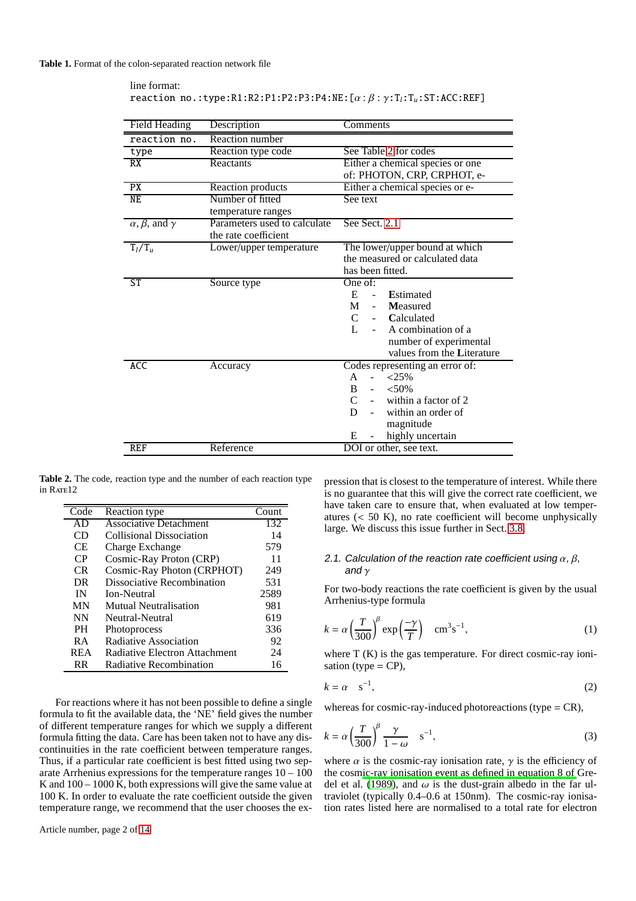**Table 1.** Format of the colon-separated reaction network file

line format:
`reaction no.:type:R1:R2:P1:P2:P3:P4:NE:[` $\alpha:\beta:\gamma$`:`$T_l$`:`$T_u$`:ST:ACC:REF]`

| Field Heading | Description | Comments |
|---|---|---|
| `reaction no.` | Reaction number | |
| `type` | Reaction type code | See Table 2 for codes |
| `RX` | Reactants | Either a chemical species or one of: PHOTON, CRP, CRPHOT, e- |
| `PX` | Reaction products | Either a chemical species or e- |
| `NE` | Number of fitted temperature ranges | See text |
| $\alpha$, $\beta$, and $\gamma$ | Parameters used to calculate the rate coefficient | See Sect. 2.1 |
| $T_l/T_u$ | Lower/upper temperature | The lower/upper bound at which the measured or calculated data has been fitted. |
| `ST` | Source type | One of: E - **E**stimated; M - **M**easured; C - **C**alculated; L - A combination of a number of experimental values from the **L**iterature |
| `ACC` | Accuracy | Codes representing an error of: A - <25%; B - <50%; C - within a factor of 2; D - within an order of magnitude; E - highly uncertain |
| `REF` | Reference | DOI or other, see text. |

**Table 2.** The code, reaction type and the number of each reaction type in Rate12

| Code | Reaction type | Count |
|---|---|---|
| AD | Associative Detachment | 132 |
| CD | Collisional Dissociation | 14 |
| CE | Charge Exchange | 579 |
| CP | Cosmic-Ray Proton (CRP) | 11 |
| CR | Cosmic-Ray Photon (CRPHOT) | 249 |
| DR | Dissociative Recombination | 531 |
| IN | Ion-Neutral | 2589 |
| MN | Mutual Neutralisation | 981 |
| NN | Neutral-Neutral | 619 |
| PH | Photoprocess | 336 |
| RA | Radiative Association | 92 |
| REA | Radiative Electron Attachment | 24 |
| RR | Radiative Recombination | 16 |

For reactions where it has not been possible to define a single formula to fit the available data, the 'NE' field gives the number of different temperature ranges for which we supply a different formula fitting the data. Care has been taken not to have any discontinuities in the rate coefficient between temperature ranges. Thus, if a particular rate coefficient is best fitted using two separate Arrhenius expressions for the temperature ranges 10 – 100 K and 100 – 1000 K, both expressions will give the same value at 100 K. In order to evaluate the rate coefficient outside the given temperature range, we recommend that the user chooses the expression that is closest to the temperature of interest. While there is no guarantee that this will give the correct rate coefficient, we have taken care to ensure that, when evaluated at low temperatures (< 50 K), no rate coefficient will become unphysically large. We discuss this issue further in Sect. 3.8.

### 2.1. Calculation of the reaction rate coefficient using $\alpha$, $\beta$, and $\gamma$

For two-body reactions the rate coefficient is given by the usual Arrhenius-type formula

$$k = \alpha \left(\frac{T}{300}\right)^{\beta} \exp\left(\frac{-\gamma}{T}\right) \quad \mathrm{cm^3 s^{-1}}, \tag{1}$$

where T (K) is the gas temperature. For direct cosmic-ray ionisation (type = CP),

$$k = \alpha \quad \mathrm{s^{-1}}, \tag{2}$$

whereas for cosmic-ray-induced photoreactions (type = CR),

$$k = \alpha \left(\frac{T}{300}\right)^{\beta} \frac{\gamma}{1-\omega} \quad \mathrm{s^{-1}}, \tag{3}$$

where $\alpha$ is the cosmic-ray ionisation rate, $\gamma$ is the efficiency of the cosmic-ray ionisation event as defined in equation 8 of Gredel et al. (1989), and $\omega$ is the dust-grain albedo in the far ultraviolet (typically 0.4–0.6 at 150nm). The cosmic-ray ionisation rates listed here are normalised to a total rate for electron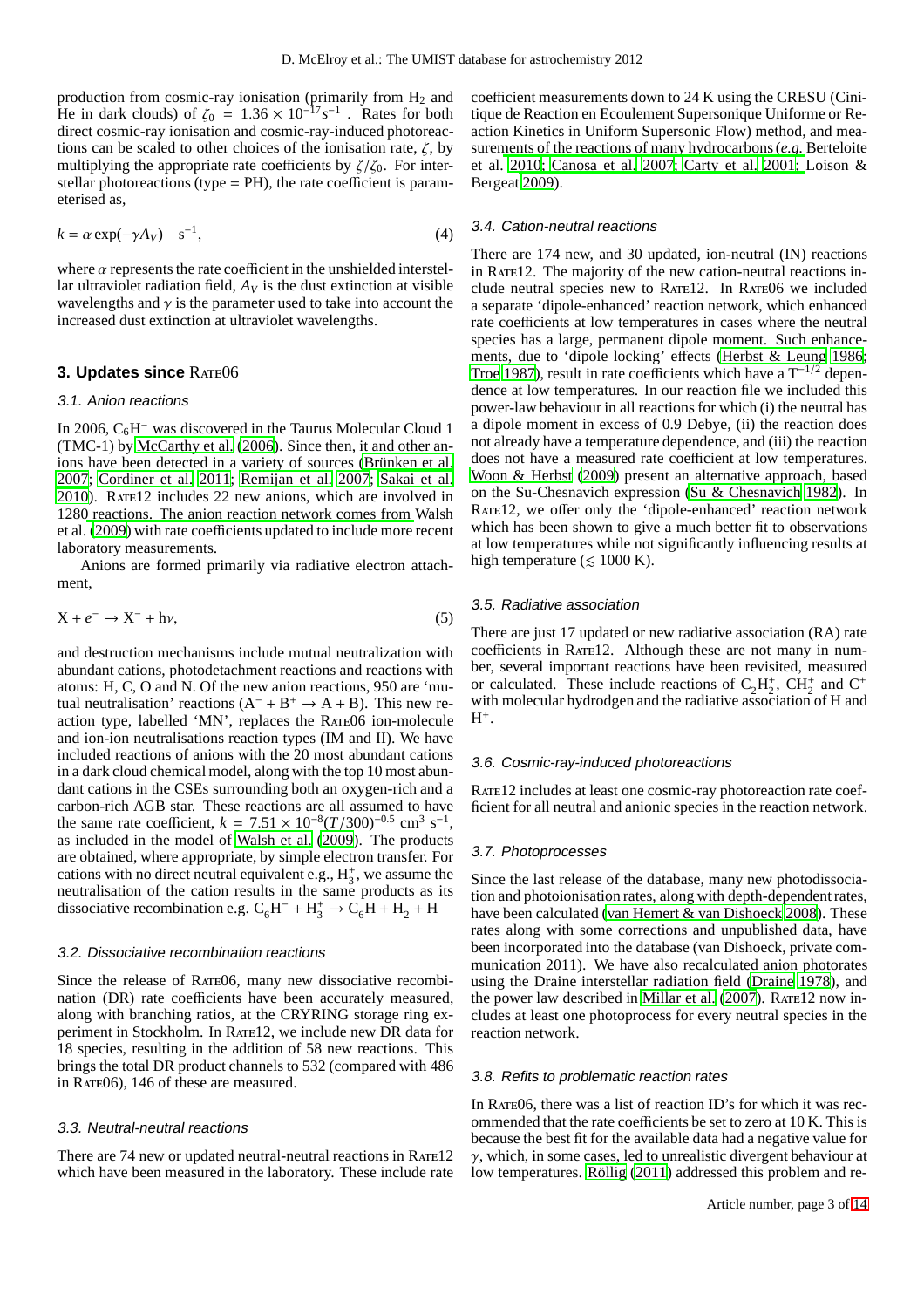production from cosmic-ray ionisation (primarily from $H_2$ and He in dark clouds) of $\zeta_0 = 1.36 \times 10^{-17} s^{-1}$ . Rates for both direct cosmic-ray ionisation and cosmic-ray-induced photoreactions can be scaled to other choices of the ionisation rate, $\zeta$, by multiplying the appropriate rate coefficients by $\zeta/\zeta_0$. For interstellar photoreactions (type = PH), the rate coefficient is parameterised as,

$$k = \alpha \exp(-\gamma A_V) \quad s^{-1}, \tag{4}$$

where $\alpha$ represents the rate coefficient in the unshielded interstellar ultraviolet radiation field, $A_V$ is the dust extinction at visible wavelengths and $\gamma$ is the parameter used to take into account the increased dust extinction at ultraviolet wavelengths.

## 3. Updates since Rate06

### 3.1. Anion reactions

In 2006, $C_6H^-$ was discovered in the Taurus Molecular Cloud 1 (TMC-1) by McCarthy et al. (2006). Since then, it and other anions have been detected in a variety of sources (Brünken et al. 2007; Cordiner et al. 2011; Remijan et al. 2007; Sakai et al. 2010). Rate12 includes 22 new anions, which are involved in 1280 reactions. The anion reaction network comes from Walsh et al. (2009) with rate coefficients updated to include more recent laboratory measurements.

Anions are formed primarily via radiative electron attachment,

$$X + e^- \rightarrow X^- + h\nu, \tag{5}$$

and destruction mechanisms include mutual neutralization with abundant cations, photodetachment reactions and reactions with atoms: H, C, O and N. Of the new anion reactions, 950 are 'mutual neutralisation' reactions ($A^- + B^+ \rightarrow A + B$). This new reaction type, labelled 'MN', replaces the Rate06 ion-molecule and ion-ion neutralisations reaction types (IM and II). We have included reactions of anions with the 20 most abundant cations in a dark cloud chemical model, along with the top 10 most abundant cations in the CSEs surrounding both an oxygen-rich and a carbon-rich AGB star. These reactions are all assumed to have the same rate coefficient, $k = 7.51 \times 10^{-8} (T/300)^{-0.5}$ cm$^3$ s$^{-1}$, as included in the model of Walsh et al. (2009). The products are obtained, where appropriate, by simple electron transfer. For cations with no direct neutral equivalent e.g., $H_3^+$, we assume the neutralisation of the cation results in the same products as its dissociative recombination e.g. $C_6H^- + H_3^+ \rightarrow C_6H + H_2 + H$

### 3.2. Dissociative recombination reactions

Since the release of Rate06, many new dissociative recombination (DR) rate coefficients have been accurately measured, along with branching ratios, at the CRYRING storage ring experiment in Stockholm. In Rate12, we include new DR data for 18 species, resulting in the addition of 58 new reactions. This brings the total DR product channels to 532 (compared with 486 in Rate06), 146 of these are measured.

### 3.3. Neutral-neutral reactions

There are 74 new or updated neutral-neutral reactions in Rate12 which have been measured in the laboratory. These include rate coefficient measurements down to 24 K using the CRESU (Cinitique de Reaction en Ecoulement Supersonique Uniforme or Reaction Kinetics in Uniform Supersonic Flow) method, and measurements of the reactions of many hydrocarbons (*e.g.* Berteloite et al. 2010; Canosa et al. 2007; Carty et al. 2001; Loison & Bergeat 2009).

### 3.4. Cation-neutral reactions

There are 174 new, and 30 updated, ion-neutral (IN) reactions in Rate12. The majority of the new cation-neutral reactions include neutral species new to Rate12. In Rate06 we included a separate 'dipole-enhanced' reaction network, which enhanced rate coefficients at low temperatures in cases where the neutral species has a large, permanent dipole moment. Such enhancements, due to 'dipole locking' effects (Herbst & Leung 1986; Troe 1987), result in rate coefficients which have a $T^{-1/2}$ dependence at low temperatures. In our reaction file we included this power-law behaviour in all reactions for which (i) the neutral has a dipole moment in excess of 0.9 Debye, (ii) the reaction does not already have a temperature dependence, and (iii) the reaction does not have a measured rate coefficient at low temperatures. Woon & Herbst (2009) present an alternative approach, based on the Su-Chesnavich expression (Su & Chesnavich 1982). In Rate12, we offer only the 'dipole-enhanced' reaction network which has been shown to give a much better fit to observations at low temperatures while not significantly influencing results at high temperature ($\lesssim$ 1000 K).

### 3.5. Radiative association

There are just 17 updated or new radiative association (RA) rate coefficients in Rate12. Although these are not many in number, several important reactions have been revisited, measured or calculated. These include reactions of $C_2H_2^+$, $CH_2^+$ and $C^+$ with molecular hydrodgen and the radiative association of H and $H^+$.

### 3.6. Cosmic-ray-induced photoreactions

Rate12 includes at least one cosmic-ray photoreaction rate coefficient for all neutral and anionic species in the reaction network.

### 3.7. Photoprocesses

Since the last release of the database, many new photodissociation and photoionisation rates, along with depth-dependent rates, have been calculated (van Hemert & van Dishoeck 2008). These rates along with some corrections and unpublished data, have been incorporated into the database (van Dishoeck, private communication 2011). We have also recalculated anion photorates using the Draine interstellar radiation field (Draine 1978), and the power law described in Millar et al. (2007). Rate12 now includes at least one photoprocess for every neutral species in the reaction network.

### 3.8. Refits to problematic reaction rates

In Rate06, there was a list of reaction ID's for which it was recommended that the rate coefficients be set to zero at 10 K. This is because the best fit for the available data had a negative value for $\gamma$, which, in some cases, led to unrealistic divergent behaviour at low temperatures. Röllig (2011) addressed this problem and re-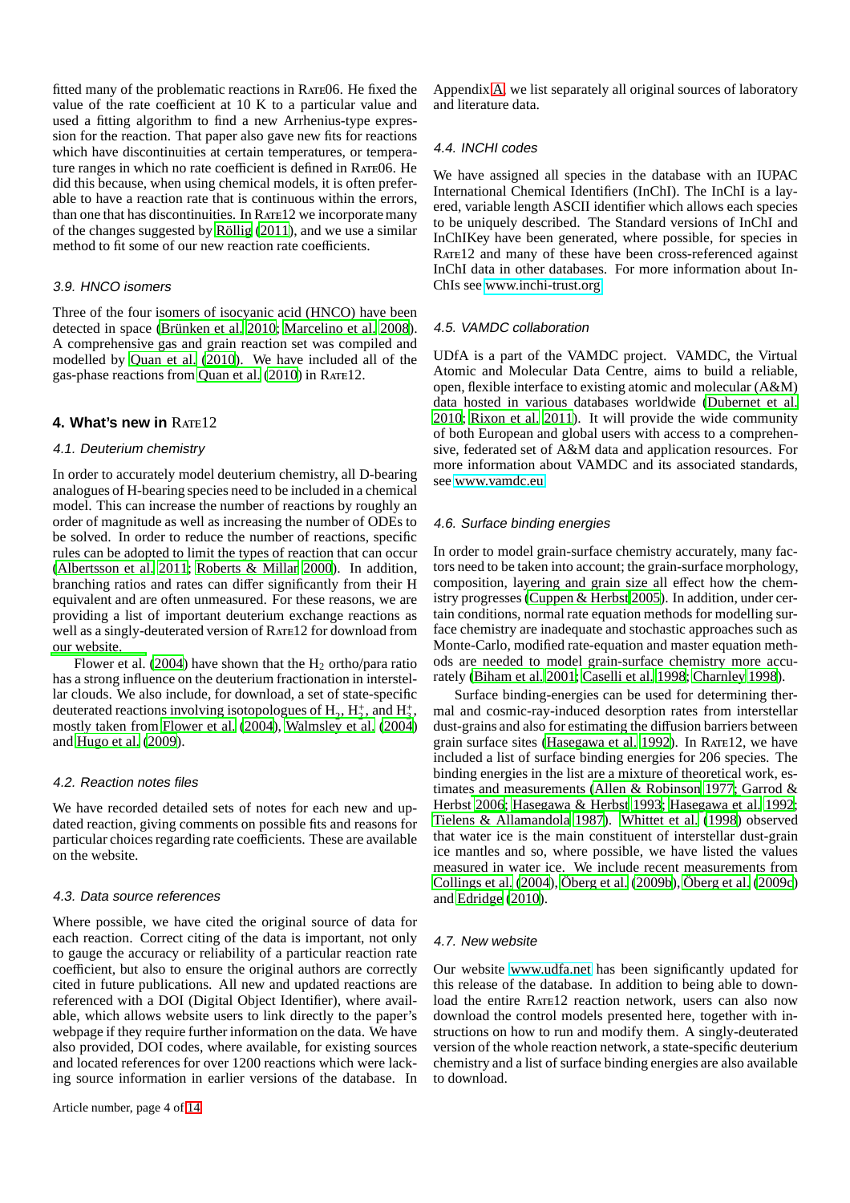fitted many of the problematic reactions in Rate06. He fixed the value of the rate coefficient at 10 K to a particular value and used a fitting algorithm to find a new Arrhenius-type expression for the reaction. That paper also gave new fits for reactions which have discontinuities at certain temperatures, or temperature ranges in which no rate coefficient is defined in Rate06. He did this because, when using chemical models, it is often preferable to have a reaction rate that is continuous within the errors, than one that has discontinuities. In Rate12 we incorporate many of the changes suggested by Röllig (2011), and we use a similar method to fit some of our new reaction rate coefficients.

### 3.9. HNCO isomers

Three of the four isomers of isocyanic acid (HNCO) have been detected in space (Brünken et al. 2010; Marcelino et al. 2008). A comprehensive gas and grain reaction set was compiled and modelled by Quan et al. (2010). We have included all of the gas-phase reactions from Quan et al. (2010) in Rate12.

## 4. What's new in Rate12

### 4.1. Deuterium chemistry

In order to accurately model deuterium chemistry, all D-bearing analogues of H-bearing species need to be included in a chemical model. This can increase the number of reactions by roughly an order of magnitude as well as increasing the number of ODEs to be solved. In order to reduce the number of reactions, specific rules can be adopted to limit the types of reaction that can occur (Albertsson et al. 2011; Roberts & Millar 2000). In addition, branching ratios and rates can differ significantly from their H equivalent and are often unmeasured. For these reasons, we are providing a list of important deuterium exchange reactions as well as a singly-deuterated version of Rate12 for download from our website.

Flower et al. (2004) have shown that the $H_2$ ortho/para ratio has a strong influence on the deuterium fractionation in interstellar clouds. We also include, for download, a set of state-specific deuterated reactions involving isotopologues of $H_2$, $H_2^+$, and $H_3^+$, mostly taken from Flower et al. (2004), Walmsley et al. (2004) and Hugo et al. (2009).

### 4.2. Reaction notes files

We have recorded detailed sets of notes for each new and updated reaction, giving comments on possible fits and reasons for particular choices regarding rate coefficients. These are available on the website.

### 4.3. Data source references

Where possible, we have cited the original source of data for each reaction. Correct citing of the data is important, not only to gauge the accuracy or reliability of a particular reaction rate coefficient, but also to ensure the original authors are correctly cited in future publications. All new and updated reactions are referenced with a DOI (Digital Object Identifier), where available, which allows website users to link directly to the paper's webpage if they require further information on the data. We have also provided, DOI codes, where available, for existing sources and located references for over 1200 reactions which were lacking source information in earlier versions of the database. In Appendix A, we list separately all original sources of laboratory and literature data.

### 4.4. INCHI codes

We have assigned all species in the database with an IUPAC International Chemical Identifiers (InChI). The InChI is a layered, variable length ASCII identifier which allows each species to be uniquely described. The Standard versions of InChI and InChIKey have been generated, where possible, for species in Rate12 and many of these have been cross-referenced against InChI data in other databases. For more information about InChIs see www.inchi-trust.org

### 4.5. VAMDC collaboration

UDfA is a part of the VAMDC project. VAMDC, the Virtual Atomic and Molecular Data Centre, aims to build a reliable, open, flexible interface to existing atomic and molecular (A&M) data hosted in various databases worldwide (Dubernet et al. 2010; Rixon et al. 2011). It will provide the wide community of both European and global users with access to a comprehensive, federated set of A&M data and application resources. For more information about VAMDC and its associated standards, see www.vamdc.eu

### 4.6. Surface binding energies

In order to model grain-surface chemistry accurately, many factors need to be taken into account; the grain-surface morphology, composition, layering and grain size all effect how the chemistry progresses (Cuppen & Herbst 2005). In addition, under certain conditions, normal rate equation methods for modelling surface chemistry are inadequate and stochastic approaches such as Monte-Carlo, modified rate-equation and master equation methods are needed to model grain-surface chemistry more accurately (Biham et al. 2001; Caselli et al. 1998; Charnley 1998).

Surface binding-energies can be used for determining thermal and cosmic-ray-induced desorption rates from interstellar dust-grains and also for estimating the diffusion barriers between grain surface sites (Hasegawa et al. 1992). In Rate12, we have included a list of surface binding energies for 206 species. The binding energies in the list are a mixture of theoretical work, estimates and measurements (Allen & Robinson 1977; Garrod & Herbst 2006; Hasegawa & Herbst 1993; Hasegawa et al. 1992; Tielens & Allamandola 1987). Whittet et al. (1998) observed that water ice is the main constituent of interstellar dust-grain ice mantles and so, where possible, we have listed the values measured in water ice. We include recent measurements from Collings et al. (2004), Öberg et al. (2009b), Öberg et al. (2009c) and Edridge (2010).

### 4.7. New website

Our website www.udfa.net has been significantly updated for this release of the database. In addition to being able to download the entire Rate12 reaction network, users can also now download the control models presented here, together with instructions on how to run and modify them. A singly-deuterated version of the whole reaction network, a state-specific deuterium chemistry and a list of surface binding energies are also available to download.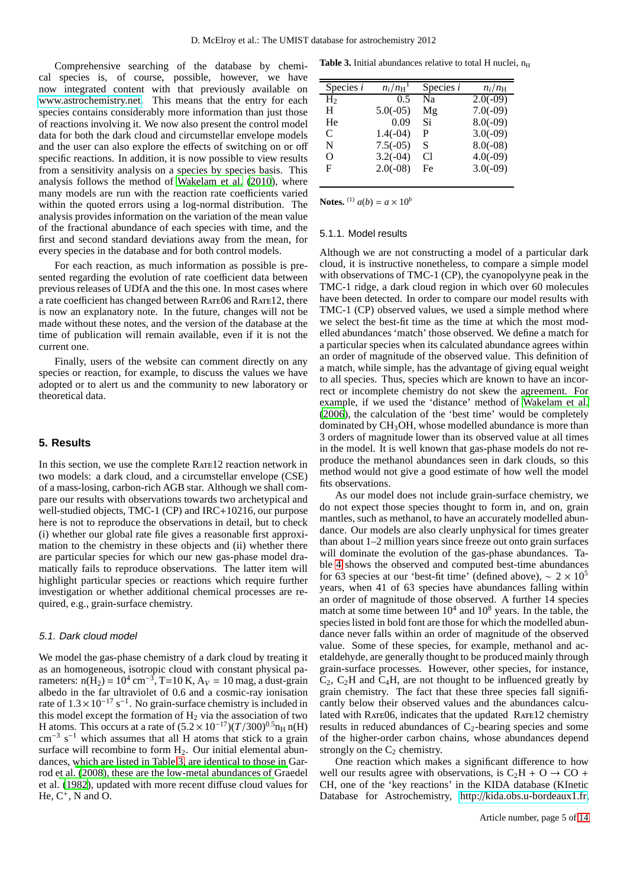Comprehensive searching of the database by chemical species is, of course, possible, however, we have now integrated content with that previously available on www.astrochemistry.net. This means that the entry for each species contains considerably more information than just those of reactions involving it. We now also present the control model data for both the dark cloud and circumstellar envelope models and the user can also explore the effects of switching on or off specific reactions. In addition, it is now possible to view results from a sensitivity analysis on a species by species basis. This analysis follows the method of Wakelam et al. (2010), where many models are run with the reaction rate coefficients varied within the quoted errors using a log-normal distribution. The analysis provides information on the variation of the mean value of the fractional abundance of each species with time, and the first and second standard deviations away from the mean, for every species in the database and for both control models.

For each reaction, as much information as possible is presented regarding the evolution of rate coefficient data between previous releases of UDfA and the this one. In most cases where a rate coefficient has changed between RATE06 and RATE12, there is now an explanatory note. In the future, changes will not be made without these notes, and the version of the database at the time of publication will remain available, even if it is not the current one.

Finally, users of the website can comment directly on any species or reaction, for example, to discuss the values we have adopted or to alert us and the community to new laboratory or theoretical data.

## 5. Results

In this section, we use the complete RATE12 reaction network in two models: a dark cloud, and a circumstellar envelope (CSE) of a mass-losing, carbon-rich AGB star. Although we shall compare our results with observations towards two archetypical and well-studied objects, TMC-1 (CP) and IRC+10216, our purpose here is not to reproduce the observations in detail, but to check (i) whether our global rate file gives a reasonable first approximation to the chemistry in these objects and (ii) whether there are particular species for which our new gas-phase model dramatically fails to reproduce observations. The latter item will highlight particular species or reactions which require further investigation or whether additional chemical processes are required, e.g., grain-surface chemistry.

### 5.1. Dark cloud model

We model the gas-phase chemistry of a dark cloud by treating it as an homogeneous, isotropic cloud with constant physical parameters: $n(H_2) = 10^4$ cm$^{-3}$, T=10 K, $A_V$ = 10 mag, a dust-grain albedo in the far ultraviolet of 0.6 and a cosmic-ray ionisation rate of $1.3 \times 10^{-17}$ s$^{-1}$. No grain-surface chemistry is included in this model except the formation of $H_2$ via the association of two H atoms. This occurs at a rate of $(5.2 \times 10^{-17})(T/300)^{0.5} n_H\, n(H)$ cm$^{-3}$ s$^{-1}$ which assumes that all H atoms that stick to a grain surface will recombine to form $H_2$. Our initial elemental abundances, which are listed in Table 3, are identical to those in Garrod et al. (2008), these are the low-metal abundances of Graedel et al. (1982), updated with more recent diffuse cloud values for He, $C^+$, N and O.

**Table 3.** Initial abundances relative to total H nuclei, $n_H$

| Species $i$ | $n_i/n_H$[1] | Species $i$ | $n_i/n_H$ |
|---|---|---|---|
| $H_2$ | 0.5 | Na | 2.0(-09) |
| H | 5.0(-05) | Mg | 7.0(-09) |
| He | 0.09 | Si | 8.0(-09) |
| C | 1.4(-04) | P | 3.0(-09) |
| N | 7.5(-05) | S | 8.0(-08) |
| O | 3.2(-04) | Cl | 4.0(-09) |
| F | 2.0(-08) | Fe | 3.0(-09) |

**Notes.** [(1)] $a(b) = a \times 10^b$

#### 5.1.1. Model results

Although we are not constructing a model of a particular dark cloud, it is instructive nonetheless, to compare a simple model with observations of TMC-1 (CP), the cyanopolyyne peak in the TMC-1 ridge, a dark cloud region in which over 60 molecules have been detected. In order to compare our model results with TMC-1 (CP) observed values, we used a simple method where we select the best-fit time as the time at which the most modelled abundances 'match' those observed. We define a match for a particular species when its calculated abundance agrees within an order of magnitude of the observed value. This definition of a match, while simple, has the advantage of giving equal weight to all species. Thus, species which are known to have an incorrect or incomplete chemistry do not skew the agreement. For example, if we used the 'distance' method of Wakelam et al. (2006), the calculation of the 'best time' would be completely dominated by $CH_3OH$, whose modelled abundance is more than 3 orders of magnitude lower than its observed value at all times in the model. It is well known that gas-phase models do not reproduce the methanol abundances seen in dark clouds, so this method would not give a good estimate of how well the model fits observations.

As our model does not include grain-surface chemistry, we do not expect those species thought to form in, and on, grain mantles, such as methanol, to have an accurately modelled abundance. Our models are also clearly unphysical for times greater than about 1–2 million years since freeze out onto grain surfaces will dominate the evolution of the gas-phase abundances. Table 4 shows the observed and computed best-time abundances for 63 species at our 'best-fit time' (defined above), $\sim 2 \times 10^5$ years, when 41 of 63 species have abundances falling within an order of magnitude of those observed. A further 14 species match at some time between $10^4$ and $10^8$ years. In the table, the species listed in bold font are those for which the modelled abundance never falls within an order of magnitude of the observed value. Some of these species, for example, methanol and acetaldehyde, are generally thought to be produced mainly through grain-surface processes. However, other species, for instance, $C_2$, $C_2H$ and $C_4H$, are not thought to be influenced greatly by grain chemistry. The fact that these three species fall significantly below their observed values and the abundances calculated with RATE06, indicates that the updated RATE12 chemistry results in reduced abundances of $C_2$-bearing species and some of the higher-order carbon chains, whose abundances depend strongly on the $C_2$ chemistry.

One reaction which makes a significant difference to how well our results agree with observations, is $C_2H + O \rightarrow CO + CH$, one of the 'key reactions' in the KIDA database (KInetic Database for Astrochemistry, http://kida.obs.u-bordeaux1.fr,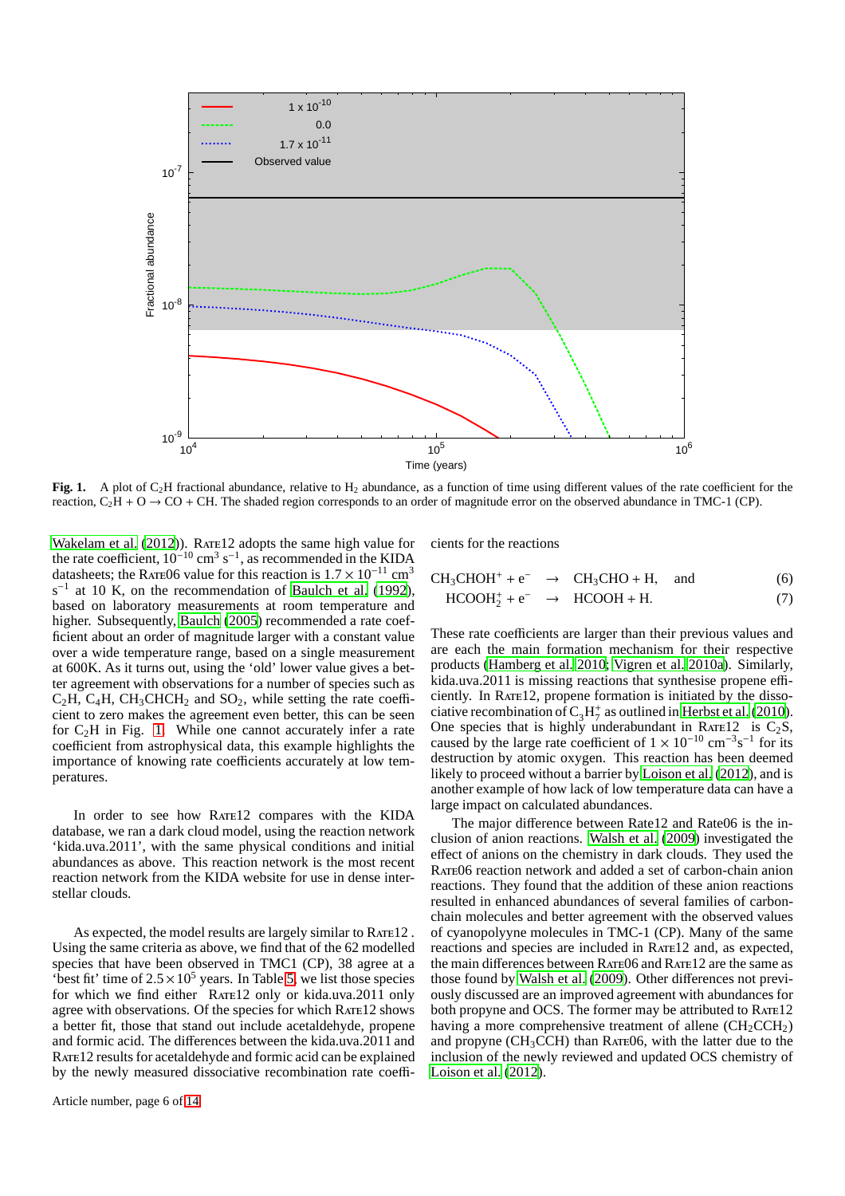Fig. 1. A plot of $C_2H$ fractional abundance, relative to $H_2$ abundance, as a function of time using different values of the rate coefficient for the reaction, $C_2H + O \rightarrow CO + CH$. The shaded region corresponds to an order of magnitude error on the observed abundance in TMC-1 (CP).

Wakelam et al. (2012)). RATE12 adopts the same high value for the rate coefficient, $10^{-10}$ cm$^3$ s$^{-1}$, as recommended in the KIDA datasheets; the RATE06 value for this reaction is $1.7 \times 10^{-11}$ cm$^3$ s$^{-1}$ at 10 K, on the recommendation of Baulch et al. (1992), based on laboratory measurements at room temperature and higher. Subsequently, Baulch (2005) recommended a rate coefficient about an order of magnitude larger with a constant value over a wide temperature range, based on a single measurement at 600K. As it turns out, using the 'old' lower value gives a better agreement with observations for a number of species such as $C_2H$, $C_4H$, $CH_3CHCH_2$ and $SO_2$, while setting the rate coefficient to zero makes the agreement even better, this can be seen for $C_2H$ in Fig. 1. While one cannot accurately infer a rate coefficient from astrophysical data, this example highlights the importance of knowing rate coefficients accurately at low temperatures.

In order to see how RATE12 compares with the KIDA database, we ran a dark cloud model, using the reaction network 'kida.uva.2011', with the same physical conditions and initial abundances as above. This reaction network is the most recent reaction network from the KIDA website for use in dense interstellar clouds.

As expected, the model results are largely similar to RATE12 . Using the same criteria as above, we find that of the 62 modelled species that have been observed in TMC1 (CP), 38 agree at a 'best fit' time of $2.5 \times 10^5$ years. In Table 5, we list those species for which we find either RATE12 only or kida.uva.2011 only agree with observations. Of the species for which RATE12 shows a better fit, those that stand out include acetaldehyde, propene and formic acid. The differences between the kida.uva.2011 and RATE12 results for acetaldehyde and formic acid can be explained by the newly measured dissociative recombination rate coefficients for the reactions

$$CH_3CHOH^+ + e^- \rightarrow CH_3CHO + H, \quad \text{and} \tag{6}$$

$$HCOOH_2^+ + e^- \rightarrow HCOOH + H. \tag{7}$$

These rate coefficients are larger than their previous values and are each the main formation mechanism for their respective products (Hamberg et al. 2010; Vigren et al. 2010a). Similarly, kida.uva.2011 is missing reactions that synthesise propene efficiently. In RATE12, propene formation is initiated by the dissociative recombination of $C_3H_7^+$ as outlined in Herbst et al. (2010). One species that is highly underabundant in RATE12 is $C_2S$, caused by the large rate coefficient of $1 \times 10^{-10}$ cm$^{-3}$s$^{-1}$ for its destruction by atomic oxygen. This reaction has been deemed likely to proceed without a barrier by Loison et al. (2012), and is another example of how lack of low temperature data can have a large impact on calculated abundances.

The major difference between Rate12 and Rate06 is the inclusion of anion reactions. Walsh et al. (2009) investigated the effect of anions on the chemistry in dark clouds. They used the RATE06 reaction network and added a set of carbon-chain anion reactions. They found that the addition of these anion reactions resulted in enhanced abundances of several families of carbon-chain molecules and better agreement with the observed values of cyanopolyyne molecules in TMC-1 (CP). Many of the same reactions and species are included in RATE12 and, as expected, the main differences between RATE06 and RATE12 are the same as those found by Walsh et al. (2009). Other differences not previously discussed are an improved agreement with abundances for both propyne and OCS. The former may be attributed to RATE12 having a more comprehensive treatment of allene ($CH_2CCH_2$) and propyne ($CH_3CCH$) than RATE06, with the latter due to the inclusion of the newly reviewed and updated OCS chemistry of Loison et al. (2012).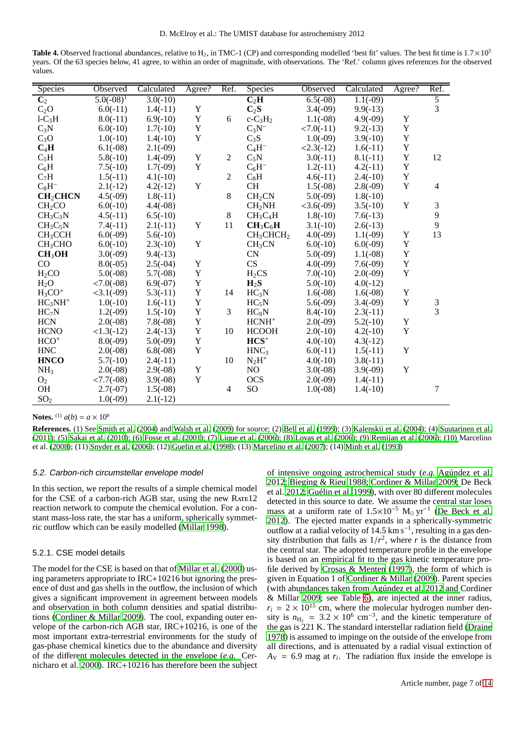**Table 4.** Observed fractional abundances, relative to $H_2$, in TMC-1 (CP) and corresponding modelled 'best fit' values. The best fit time is $1.7\times10^5$ years. Of the 63 species below, 41 agree, to within an order of magnitude, with observations. The 'Ref.' column gives references for the observed values.

| Species | Observed | Calculated | Agree? | Ref. | Species | Observed | Calculated | Agree? | Ref. |
|---|---|---|---|---|---|---|---|---|---|
| **$C_2$** | 5.0(-08)[1] | 3.0(-10) | | | **$C_2H$** | 6.5(-08) | 1.1(-09) | | 5 |
| $C_2O$ | 6.0(-11) | 1.4(-11) | Y | | **$C_2S$** | 3.4(-09) | 9.9(-13) | | 3 |
| l-$C_3H$ | 8.0(-11) | 6.9(-10) | Y | 6 | c-$C_3H_2$ | 1.1(-08) | 4.9(-09) | Y | |
| $C_3N$ | 6.0(-10) | 1.7(-10) | Y | | $C_3N^-$ | <7.0(-11) | 9.2(-13) | Y | |
| $C_3O$ | 1.0(-10) | 1.4(-10) | Y | | $C_3S$ | 1.0(-09) | 3.9(-10) | Y | |
| **$C_4H$** | 6.1(-08) | 2.1(-09) | | | $C_4H^-$ | <2.3(-12) | 1.6(-11) | Y | |
| $C_5H$ | 5.8(-10) | 1.4(-09) | Y | 2 | $C_5N$ | 3.0(-11) | 8.1(-11) | Y | 12 |
| $C_6H$ | 7.5(-10) | 1.7(-09) | Y | | $C_6H^-$ | 1.2(-11) | 4.2(-11) | Y | |
| $C_7H$ | 1.5(-11) | 4.1(-10) | | 2 | $C_8H$ | 4.6(-11) | 2.4(-10) | Y | |
| $C_8H^-$ | 2.1(-12) | 4.2(-12) | Y | | CH | 1.5(-08) | 2.8(-09) | Y | 4 |
| **$CH_2CHCN$** | 4.5(-09) | 1.8(-11) | | 8 | $CH_2CN$ | 5.0(-09) | 1.8(-10) | | |
| $CH_2CO$ | 6.0(-10) | 4.4(-08) | | | $CH_2NH$ | <3.6(-09) | 3.5(-10) | Y | 3 |
| $CH_3C_3N$ | 4.5(-11) | 6.5(-10) | | 8 | $CH_3C_4H$ | 1.8(-10) | 7.6(-13) | | 9 |
| $CH_3C_5N$ | 7.4(-11) | 2.1(-11) | Y | 11 | **$CH_3C_6H$** | 3.1(-10) | 2.6(-13) | | 9 |
| $CH_3CCH$ | 6.0(-09) | 5.6(-10) | | | $CH_3CHCH_2$ | 4.0(-09) | 1.1(-09) | Y | 13 |
| $CH_3CHO$ | 6.0(-10) | 2.3(-10) | Y | | $CH_3CN$ | 6.0(-10) | 6.0(-09) | Y | |
| **$CH_3OH$** | 3.0(-09) | 9.4(-13) | | | CN | 5.0(-09) | 1.1(-08) | Y | |
| CO | 8.0(-05) | 2.5(-04) | Y | | CS | 4.0(-09) | 7.6(-09) | Y | |
| $H_2CO$ | 5.0(-08) | 5.7(-08) | Y | | $H_2CS$ | 7.0(-10) | 2.0(-09) | Y | |
| $H_2O$ | <7.0(-08) | 6.9(-07) | Y | | **$H_2S$** | 5.0(-10) | 4.0(-12) | | |
| $H_3CO^+$ | <3.1(-09) | 5.3(-11) | Y | 14 | $HC_3N$ | 1.6(-08) | 1.6(-08) | Y | |
| $HC_3NH^+$ | 1.0(-10) | 1.6(-11) | Y | | $HC_5N$ | 5.6(-09) | 3.4(-09) | Y | 3 |
| $HC_7N$ | 1.2(-09) | 1.5(-10) | Y | 3 | $HC_9N$ | 8.4(-10) | 2.3(-11) | | 3 |
| HCN | 2.0(-08) | 7.8(-08) | Y | | $HCNH^+$ | 2.0(-09) | 5.2(-10) | Y | |
| HCNO | <1.3(-12) | 2.4(-13) | Y | 10 | HCOOH | 2.0(-10) | 4.2(-10) | Y | |
| $HCO^+$ | 8.0(-09) | 5.0(-09) | Y | | **$HCS^+$** | 4.0(-10) | 4.3(-12) | | |
| HNC | 2.0(-08) | 6.8(-08) | Y | | $HNC_3$ | 6.0(-11) | 1.5(-11) | Y | |
| **HNCO** | 5.7(-10) | 2.4(-11) | | 10 | $N_2H^+$ | 4.0(-10) | 3.8(-11) | | |
| $NH_3$ | 2.0(-08) | 2.9(-08) | Y | | NO | 3.0(-08) | 3.9(-09) | Y | |
| $O_2$ | <7.7(-08) | 3.9(-08) | Y | | OCS | 2.0(-09) | 1.4(-11) | | |
| OH | 2.7(-07) | 1.5(-08) | | 4 | SO | 1.0(-08) | 1.4(-10) | | 7 |
| $SO_2$ | 1.0(-09) | 2.1(-12) | | | | | | | |

**Notes.** [1] $a(b) = a \times 10^b$

**References.** (1) See Smith et al. (2004) and Walsh et al. (2009) for source; (2) Bell et al. (1999); (3) Kalenskii et al. (2004); (4) Suutarinen et al. (2011); (5) Sakai et al. (2010); (6) Fosse et al. (2001); (7) Lique et al. (2006); (8) Lovas et al. (2006); (9) Remijan et al. (2006); (10) Marcelino et al. (2008); (11) Snyder et al. (2006); (12) Guelin et al. (1998); (13) Marcelino et al. (2007); (14) Minh et al. (1993)

### 5.2. Carbon-rich circumstellar envelope model

In this section, we report the results of a simple chemical model for the CSE of a carbon-rich AGB star, using the new RATE12 reaction network to compute the chemical evolution. For a constant mass-loss rate, the star has a uniform, spherically symmetric outflow which can be easily modelled (Millar 1998).

#### 5.2.1. CSE model details

The model for the CSE is based on that of Millar et al. (2000) using parameters appropriate to IRC+10216 but ignoring the presence of dust and gas shells in the outflow, the inclusion of which gives a significant improvement in agreement between models and observation in both column densities and spatial distributions (Cordiner & Millar 2009). The cool, expanding outer envelope of the carbon-rich AGB star, IRC+10216, is one of the most important extra-terrestrial environments for the study of gas-phase chemical kinetics due to the abundance and diversity of the different molecules detected in the envelope (*e.g.* Cernicharo et al. 2000). IRC+10216 has therefore been the subject of intensive ongoing astrochemical study (*e.g.* Agúndez et al. 2012; Bieging & Rieu 1988; Cordiner & Millar 2009; De Beck et al. 2012; Guélin et al. 1999), with over 80 different molecules detected in this source to date. We assume the central star loses mass at a uniform rate of $1.5\times10^{-5}$ $M_\odot$ yr$^{-1}$ (De Beck et al. 2012). The ejected matter expands in a spherically-symmetric outflow at a radial velocity of 14.5 km s$^{-1}$, resulting in a gas density distribution that falls as $1/r^2$, where $r$ is the distance from the central star. The adopted temperature profile in the envelope is based on an empirical fit to the gas kinetic temperature profile derived by Crosas & Menten (1997), the form of which is given in Equation 1 of Cordiner & Millar (2009). Parent species (with abundances taken from Agúndez et al. 2012 and Cordiner & Millar 2009; see Table 6), are injected at the inner radius, $r_i = 2\times10^{15}$ cm, where the molecular hydrogen number density is $n_{H_2} = 3.2\times10^6$ cm$^{-3}$, and the kinetic temperature of the gas is 221 K. The standard interstellar radiation field (Draine 1978) is assumed to impinge on the outside of the envelope from all directions, and is attenuated by a radial visual extinction of $A_V = 6.9$ mag at $r_i$. The radiation flux inside the envelope is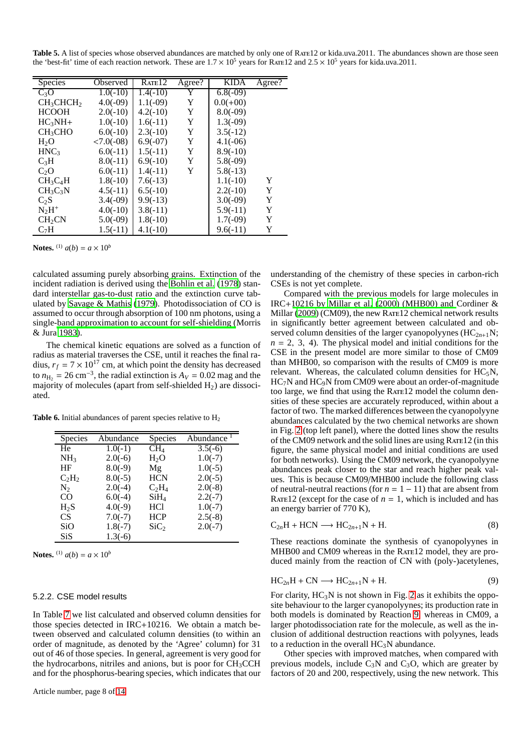**Table 5.** A list of species whose observed abundances are matched by only one of Rate12 or kida.uva.2011. The abundances shown are those seen the 'best-fit' time of each reaction network. These are $1.7 \times 10^5$ years for Rate12 and $2.5 \times 10^5$ years for kida.uva.2011.

| Species | Observed | Rate12 | Agree? | KIDA | Agree? |
|---|---|---|---|---|---|
| $C_3O$ | 1.0(-10) | 1.4(-10) | Y | 6.8(-09) | |
| $CH_3CHCH_2$ | 4.0(-09) | 1.1(-09) | Y | 0.0(+00) | |
| HCOOH | 2.0(-10) | 4.2(-10) | Y | 8.0(-09) | |
| $HC_3NH+$ | 1.0(-10) | 1.6(-11) | Y | 1.3(-09) | |
| $CH_3CHO$ | 6.0(-10) | 2.3(-10) | Y | 3.5(-12) | |
| $H_2O$ | <7.0(-08) | 6.9(-07) | Y | 4.1(-06) | |
| $HNC_3$ | 6.0(-11) | 1.5(-11) | Y | 8.9(-10) | |
| $C_3H$ | 8.0(-11) | 6.9(-10) | Y | 5.8(-09) | |
| $C_2O$ | 6.0(-11) | 1.4(-11) | Y | 5.8(-13) | |
| $CH_3C_4H$ | 1.8(-10) | 7.6(-13) | | 1.1(-10) | Y |
| $CH_3C_3N$ | 4.5(-11) | 6.5(-10) | | 2.2(-10) | Y |
| $C_2S$ | 3.4(-09) | 9.9(-13) | | 3.0(-09) | Y |
| $N_2H^+$ | 4.0(-10) | 3.8(-11) | | 5.9(-11) | Y |
| $CH_2CN$ | 5.0(-09) | 1.8(-10) | | 1.7(-09) | Y |
| $C_7H$ | 1.5(-11) | 4.1(-10) | | 9.6(-11) | Y |

**Notes.** [(1)] $a(b) = a \times 10^b$

calculated assuming purely absorbing grains. Extinction of the incident radiation is derived using the Bohlin et al. (1978) standard interstellar gas-to-dust ratio and the extinction curve tabulated by Savage & Mathis (1979). Photodissociation of CO is assumed to occur through absorption of 100 nm photons, using a single-band approximation to account for self-shielding (Morris & Jura 1983).

The chemical kinetic equations are solved as a function of radius as material traverses the CSE, until it reaches the final radius, $r_f = 7 \times 10^{17}$ cm, at which point the density has decreased to $n_{H_2} = 26$ cm$^{-3}$, the radial extinction is $A_V = 0.02$ mag and the majority of molecules (apart from self-shielded $H_2$) are dissociated.

**Table 6.** Initial abundances of parent species relative to $H_2$

| Species | Abundance | Species | Abundance [1] |
|---|---|---|---|
| He | 1.0(-1) | $CH_4$ | 3.5(-6) |
| $NH_3$ | 2.0(-6) | $H_2O$ | 1.0(-7) |
| HF | 8.0(-9) | Mg | 1.0(-5) |
| $C_2H_2$ | 8.0(-5) | HCN | 2.0(-5) |
| $N_2$ | 2.0(-4) | $C_2H_4$ | 2.0(-8) |
| CO | 6.0(-4) | $SiH_4$ | 2.2(-7) |
| $H_2S$ | 4.0(-9) | HCl | 1.0(-7) |
| CS | 7.0(-7) | HCP | 2.5(-8) |
| SiO | 1.8(-7) | $SiC_2$ | 2.0(-7) |
| SiS | 1.3(-6) | | |

**Notes.** [(1)] $a(b) = a \times 10^b$

#### 5.2.2. CSE model results

In Table 7 we list calculated and observed column densities for those species detected in IRC+10216. We obtain a match between observed and calculated column densities (to within an order of magnitude, as denoted by the 'Agree' column) for 31 out of 46 of those species. In general, agreement is very good for the hydrocarbons, nitriles and anions, but is poor for $CH_3CCH$ and for the phosphorus-bearing species, which indicates that our understanding of the chemistry of these species in carbon-rich CSEs is not yet complete.

Compared with the previous models for large molecules in IRC+10216 by Millar et al. (2000) (MHB00) and Cordiner & Millar (2009) (CM09), the new Rate12 chemical network results in significantly better agreement between calculated and observed column densities of the larger cyanopolyynes ($HC_{2n+1}N$; $n = 2, 3, 4$). The physical model and initial conditions for the CSE in the present model are more similar to those of CM09 than MHB00, so comparison with the results of CM09 is more relevant. Whereas, the calculated column densities for $HC_5N$, $HC_7N$ and $HC_9N$ from CM09 were about an order-of-magnitude too large, we find that using the Rate12 model the column densities of these species are accurately reproduced, within about a factor of two. The marked differences between the cyanopolyyne abundances calculated by the two chemical networks are shown in Fig. 2 (top left panel), where the dotted lines show the results of the CM09 network and the solid lines are using Rate12 (in this figure, the same physical model and initial conditions are used for both networks). Using the CM09 network, the cyanopolyyne abundances peak closer to the star and reach higher peak values. This is because CM09/MHB00 include the following class of neutral-neutral reactions (for $n = 1 - 11$) that are absent from Rate12 (except for the case of $n = 1$, which is included and has an energy barrier of 770 K),

$$C_{2n}H + HCN \longrightarrow HC_{2n+1}N + H. \quad (8)$$

These reactions dominate the synthesis of cyanopolyynes in MHB00 and CM09 whereas in the Rate12 model, they are produced mainly from the reaction of CN with (poly-)acetylenes,

$$HC_{2n}H + CN \longrightarrow HC_{2n+1}N + H. \quad (9)$$

For clarity, $HC_3N$ is not shown in Fig. 2 as it exhibits the opposite behaviour to the larger cyanopolyynes; its production rate in both models is dominated by Reaction 9, whereas in CM09, a larger photodissociation rate for the molecule, as well as the inclusion of additional destruction reactions with polyynes, leads to a reduction in the overall $HC_3N$ abundance.

Other species with improved matches, when compared with previous models, include $C_3N$ and $C_3O$, which are greater by factors of 20 and 200, respectively, using the new network. This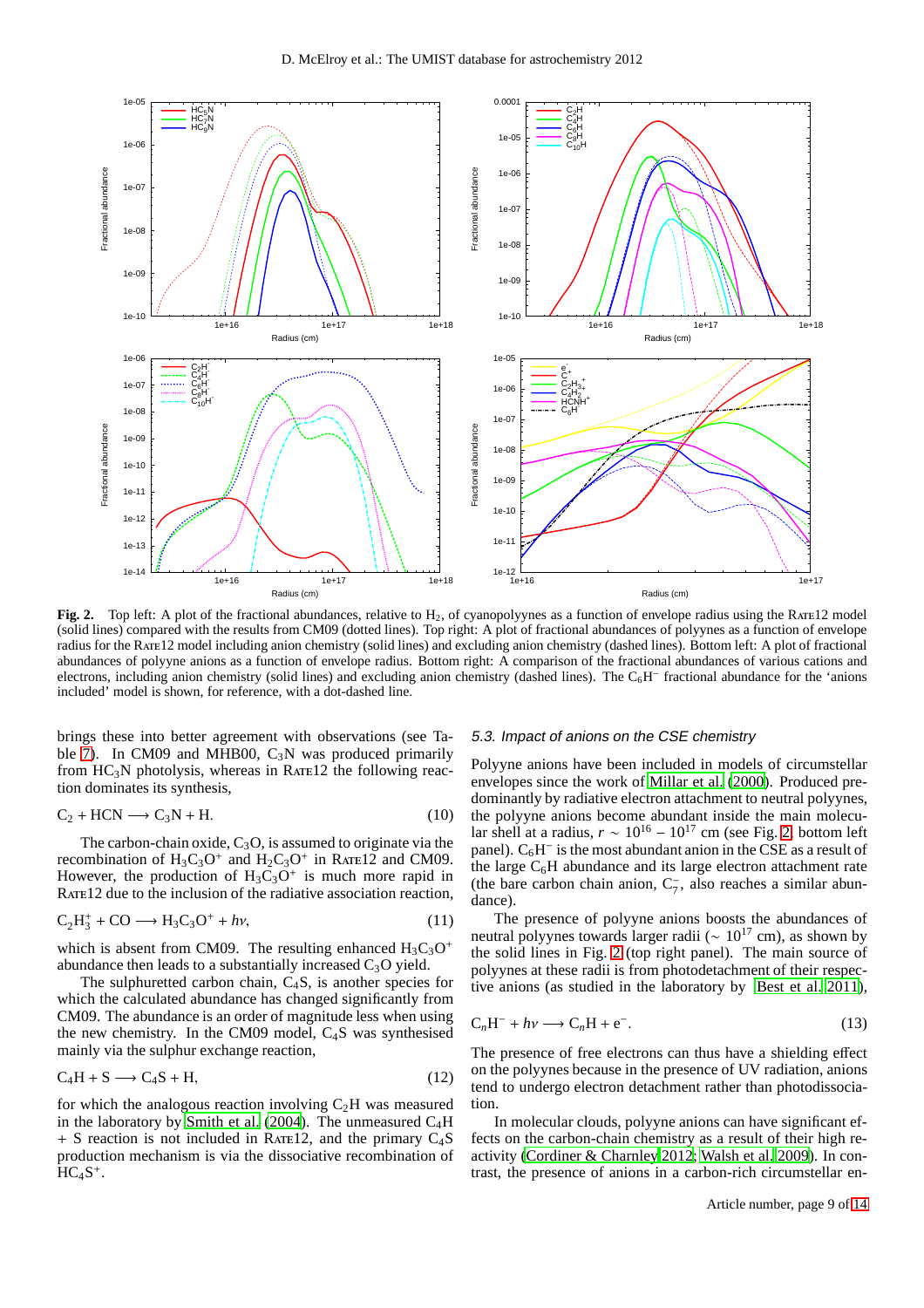**Fig. 2.** Top left: A plot of the fractional abundances, relative to $H_2$, of cyanopolyynes as a function of envelope radius using the RATE12 model (solid lines) compared with the results from CM09 (dotted lines). Top right: A plot of fractional abundances of polyynes as a function of envelope radius for the RATE12 model including anion chemistry (solid lines) and excluding anion chemistry (dashed lines). Bottom left: A plot of fractional abundances of polyyne anions as a function of envelope radius. Bottom right: A comparison of the fractional abundances of various cations and electrons, including anion chemistry (solid lines) and excluding anion chemistry (dashed lines). The $C_6H^-$ fractional abundance for the 'anions included' model is shown, for reference, with a dot-dashed line.

brings these into better agreement with observations (see Table 7). In CM09 and MHB00, $C_3N$ was produced primarily from $HC_3N$ photolysis, whereas in RATE12 the following reaction dominates its synthesis,

$$C_2 + HCN \longrightarrow C_3N + H. \tag{10}$$

The carbon-chain oxide, $C_3O$, is assumed to originate via the recombination of $H_3C_3O^+$ and $H_2C_3O^+$ in RATE12 and CM09. However, the production of $H_3C_3O^+$ is much more rapid in RATE12 due to the inclusion of the radiative association reaction,

$$C_2H_3^+ + CO \longrightarrow H_3C_3O^+ + h\nu, \tag{11}$$

which is absent from CM09. The resulting enhanced $H_3C_3O^+$ abundance then leads to a substantially increased $C_3O$ yield.

The sulphuretted carbon chain, $C_4S$, is another species for which the calculated abundance has changed significantly from CM09. The abundance is an order of magnitude less when using the new chemistry. In the CM09 model, $C_4S$ was synthesised mainly via the sulphur exchange reaction,

$$C_4H + S \longrightarrow C_4S + H, \tag{12}$$

for which the analogous reaction involving $C_2H$ was measured in the laboratory by Smith et al. (2004). The unmeasured $C_4H$ + S reaction is not included in RATE12, and the primary $C_4S$ production mechanism is via the dissociative recombination of $HC_4S^+$.

### 5.3. Impact of anions on the CSE chemistry

Polyne anions have been included in models of circumstellar envelopes since the work of Millar et al. (2000). Produced predominantly by radiative electron attachment to neutral polyynes, the polyyne anions become abundant inside the main molecular shell at a radius, $r \sim 10^{16} - 10^{17}$ cm (see Fig. 2, bottom left panel). $C_6H^-$ is the most abundant anion in the CSE as a result of the large $C_6H$ abundance and its large electron attachment rate (the bare carbon chain anion, $C_7^-$, also reaches a similar abundance).

The presence of polyyne anions boosts the abundances of neutral polyynes towards larger radii ($\sim 10^{17}$ cm), as shown by the solid lines in Fig. 2 (top right panel). The main source of polyynes at these radii is from photodetachment of their respective anions (as studied in the laboratory by Best et al. 2011),

$$C_nH^- + h\nu \longrightarrow C_nH + e^-. \tag{13}$$

The presence of free electrons can thus have a shielding effect on the polyynes because in the presence of UV radiation, anions tend to undergo electron detachment rather than photodissociation.

In molecular clouds, polyyne anions can have significant effects on the carbon-chain chemistry as a result of their high reactivity (Cordiner & Charnley 2012; Walsh et al. 2009). In contrast, the presence of anions in a carbon-rich circumstellar en-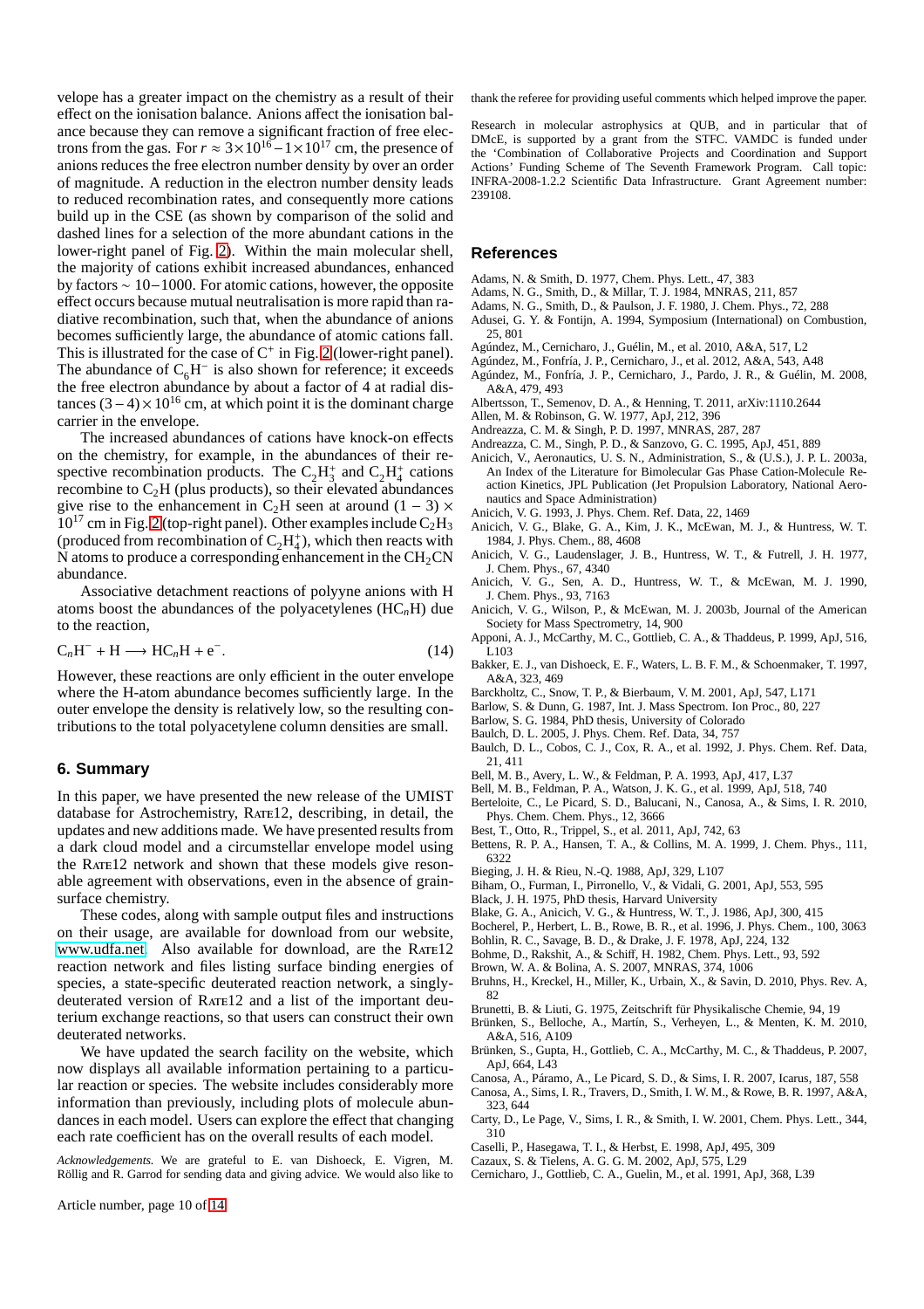velope has a greater impact on the chemistry as a result of their effect on the ionisation balance. Anions affect the ionisation balance because they can remove a significant fraction of free electrons from the gas. For $r \approx 3\times10^{16} - 1\times10^{17}$ cm, the presence of anions reduces the free electron number density by over an order of magnitude. A reduction in the electron number density leads to reduced recombination rates, and consequently more cations build up in the CSE (as shown by comparison of the solid and dashed lines for a selection of the more abundant cations in the lower-right panel of Fig. 2). Within the main molecular shell, the majority of cations exhibit increased abundances, enhanced by factors $\sim 10-1000$. For atomic cations, however, the opposite effect occurs because mutual neutralisation is more rapid than radiative recombination, such that, when the abundance of anions becomes sufficiently large, the abundance of atomic cations fall. This is illustrated for the case of $C^+$ in Fig. 2 (lower-right panel). The abundance of $C_6H^-$ is also shown for reference; it exceeds the free electron abundance by about a factor of 4 at radial distances $(3-4)\times10^{16}$ cm, at which point it is the dominant charge carrier in the envelope.

The increased abundances of cations have knock-on effects on the chemistry, for example, in the abundances of their respective recombination products. The $C_2H_3^+$ and $C_2H_4^+$ cations recombine to $C_2H$ (plus products), so their elevated abundances give rise to the enhancement in $C_2H$ seen at around $(1-3)\times 10^{17}$ cm in Fig. 2 (top-right panel). Other examples include $C_2H_3$ (produced from recombination of $C_2H_4^+$), which then reacts with N atoms to produce a corresponding enhancement in the $CH_2CN$ abundance.

Associative detachment reactions of polyyne anions with H atoms boost the abundances of the polyacetylenes ($HC_nH$) due to the reaction,

$$C_nH^- + H \longrightarrow HC_nH + e^-. \qquad (14)$$

However, these reactions are only efficient in the outer envelope where the H-atom abundance becomes sufficiently large. In the outer envelope the density is relatively low, so the resulting contributions to the total polyacetylene column densities are small.

## 6. Summary

In this paper, we have presented the new release of the UMIST database for Astrochemistry, RATE12, describing, in detail, the updates and new additions made. We have presented results from a dark cloud model and a circumstellar envelope model using the RATE12 network and shown that these models give reasonable agreement with observations, even in the absence of grain-surface chemistry.

These codes, along with sample output files and instructions on their usage, are available for download from our website, www.udfa.net. Also available for download, are the RATE12 reaction network and files listing surface binding energies of species, a state-specific deuterated reaction network, a singly-deuterated version of RATE12 and a list of the important deuterium exchange reactions, so that users can construct their own deuterated networks.

We have updated the search facility on the website, which now displays all available information pertaining to a particular reaction or species. The website includes considerably more information than previously, including plots of molecule abundances in each model. Users can explore the effect that changing each rate coefficient has on the overall results of each model.

*Acknowledgements.* We are grateful to E. van Dishoeck, E. Vigren, M. Röllig and R. Garrod for sending data and giving advice. We would also like to thank the referee for providing useful comments which helped improve the paper.

Research in molecular astrophysics at QUB, and in particular that of DMcE, is supported by a grant from the STFC. VAMDC is funded under the 'Combination of Collaborative Projects and Coordination and Support Actions' Funding Scheme of The Seventh Framework Program. Call topic: INFRA-2008-1.2.2 Scientific Data Infrastructure. Grant Agreement number: 239108.

## References

Adams, N. & Smith, D. 1977, Chem. Phys. Lett., 47, 383
Adams, N. G., Smith, D., & Millar, T. J. 1984, MNRAS, 211, 857
Adams, N. G., Smith, D., & Paulson, J. F. 1980, J. Chem. Phys., 72, 288
Adusei, G. Y. & Fontijn, A. 1994, Symposium (International) on Combustion, 25, 801
Agúndez, M., Cernicharo, J., Guélin, M., et al. 2010, A&A, 517, L2
Agúndez, M., Fonfría, J. P., Cernicharo, J., et al. 2012, A&A, 543, A48
Agúndez, M., Fonfría, J. P., Cernicharo, J., Pardo, J. R., & Guélin, M. 2008, A&A, 479, 493
Albertsson, T., Semenov, D. A., & Henning, T. 2011, arXiv:1110.2644
Allen, M. & Robinson, G. W. 1977, ApJ, 212, 396
Andreazza, C. M. & Singh, P. D. 1997, MNRAS, 287, 287
Andreazza, C. M., Singh, P. D., & Sanzovo, G. C. 1995, ApJ, 451, 889
Anicich, V., Aeronautics, U. S. N., Administration, S., & (U.S.), J. P. L. 2003a, An Index of the Literature for Bimolecular Gas Phase Cation-Molecule Reaction Kinetics, JPL Publication (Jet Propulsion Laboratory, National Aeronautics and Space Administration)
Anicich, V. G. 1993, J. Phys. Chem. Ref. Data, 22, 1469
Anicich, V. G., Blake, G. A., Kim, J. K., McEwan, M. J., & Huntress, W. T. 1984, J. Phys. Chem., 88, 4608
Anicich, V. G., Laudenslager, J. B., Huntress, W. T., & Futrell, J. H. 1977, J. Chem. Phys., 67, 4340
Anicich, V. G., Sen, A. D., Huntress, W. T., & McEwan, M. J. 1990, J. Chem. Phys., 93, 7163
Anicich, V. G., Wilson, P., & McEwan, M. J. 2003b, Journal of the American Society for Mass Spectrometry, 14, 900
Apponi, A. J., McCarthy, M. C., Gottlieb, C. A., & Thaddeus, P. 1999, ApJ, 516, L103
Bakker, E. J., van Dishoeck, E. F., Waters, L. B. F. M., & Schoenmaker, T. 1997, A&A, 323, 469
Barckholtz, C., Snow, T. P., & Bierbaum, V. M. 2001, ApJ, 547, L171
Barlow, S. & Dunn, G. 1987, Int. J. Mass Spectrom. Ion Proc., 80, 227
Barlow, S. G. 1984, PhD thesis, University of Colorado
Baulch, D. L. 2005, J. Phys. Chem. Ref. Data, 34, 757
Baulch, D. L., Cobos, C. J., Cox, R. A., et al. 1992, J. Phys. Chem. Ref. Data, 21, 411
Bell, M. B., Avery, L. W., & Feldman, P. A. 1993, ApJ, 417, L37
Bell, M. B., Feldman, P. A., Watson, J. K. G., et al. 1999, ApJ, 518, 740
Berteloite, C., Le Picard, S. D., Balucani, N., Canosa, A., & Sims, I. R. 2010, Phys. Chem. Chem. Phys., 12, 3666
Best, T., Otto, R., Trippel, S., et al. 2011, ApJ, 742, 63
Bettens, R. P. A., Hansen, T. A., & Collins, M. A. 1999, J. Chem. Phys., 111, 6322
Bieging, J. H. & Rieu, N.-Q. 1988, ApJ, 329, L107
Biham, O., Furman, I., Pirronello, V., & Vidali, G. 2001, ApJ, 553, 595
Black, J. H. 1975, PhD thesis, Harvard University
Blake, G. A., Anicich, V. G., & Huntress, W. T., J. 1986, ApJ, 300, 415
Bocherel, P., Herbert, L. B., Rowe, B. R., et al. 1996, J. Phys. Chem., 100, 3063
Bohlin, R. C., Savage, B. D., & Drake, J. F. 1978, ApJ, 224, 132
Bohme, D., Rakshit, A., & Schiff, H. 1982, Chem. Phys. Lett., 93, 592
Brown, W. A. & Bolina, A. S. 2007, MNRAS, 374, 1006
Bruhns, H., Kreckel, H., Miller, K., Urbain, X., & Savin, D. 2010, Phys. Rev. A, 82
Brunetti, B. & Liuti, G. 1975, Zeitschrift für Physikalische Chemie, 94, 19
Brünken, S., Belloche, A., Martín, S., Verheyen, L., & Menten, K. M. 2010, A&A, 516, A109
Brünken, S., Gupta, H., Gottlieb, C. A., McCarthy, M. C., & Thaddeus, P. 2007, ApJ, 664, L43
Canosa, A., Páramo, A., Le Picard, S. D., & Sims, I. R. 2007, Icarus, 187, 558
Canosa, A., Sims, I. R., Travers, D., Smith, I. W. M., & Rowe, B. R. 1997, A&A, 323, 644
Carty, D., Le Page, V., Sims, I. R., & Smith, I. W. 2001, Chem. Phys. Lett., 344, 310
Caselli, P., Hasegawa, T. I., & Herbst, E. 1998, ApJ, 495, 309
Cazaux, S. & Tielens, A. G. G. M. 2002, ApJ, 575, L29
Cernicharo, J., Gottlieb, C. A., Guelin, M., et al. 1991, ApJ, 368, L39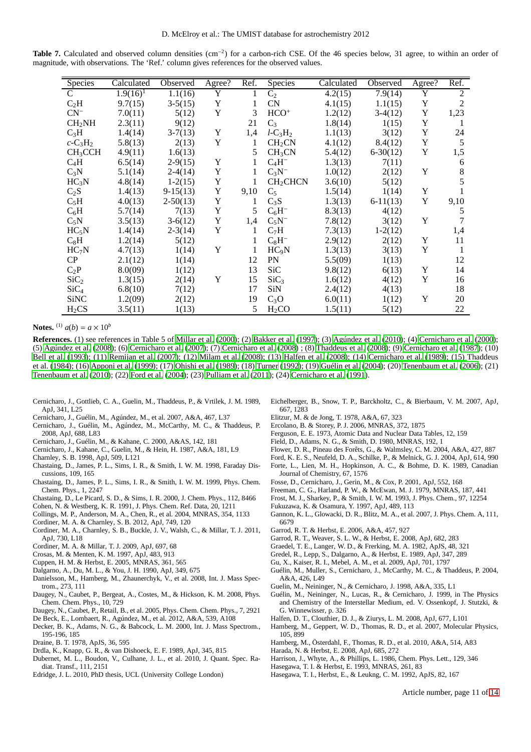**Table 7.** Calculated and observed column densities ($cm^{-2}$) for a carbon-rich CSE. Of the 46 species below, 31 agree, to within an order of magnitude, with observations. The 'Ref.' column gives references for the observed values.

| Species | Calculated | Observed | Agree? | Ref. | Species | Calculated | Observed | Agree? | Ref. |
|---|---|---|---|---|---|---|---|---|---|
| C | 1.9(16)[1] | 1.1(16) | Y | 1 | $C_2$ | 4.2(15) | 7.9(14) | Y | 2 |
| $C_2H$ | 9.7(15) | 3-5(15) | Y | 1 | CN | 4.1(15) | 1.1(15) | Y | 2 |
| $CN^-$ | 7.0(11) | 5(12) | Y | 3 | $HCO^+$ | 1.2(12) | 3-4(12) | Y | 1,23 |
| $CH_2NH$ | 2.3(11) | 9(12) | | 21 | $C_3$ | 1.8(14) | 1(15) | Y | 1 |
| $C_3H$ | 1.4(14) | 3-7(13) | Y | 1,4 | $l$-$C_3H_2$ | 1.1(13) | 3(12) | Y | 24 |
| $c$-$C_3H_2$ | 5.8(13) | 2(13) | Y | 1 | $CH_2CN$ | 4.1(12) | 8.4(12) | Y | 5 |
| $CH_3CCH$ | 4.9(11) | 1.6(13) | | 5 | $CH_3CN$ | 5.4(12) | 6-30(12) | Y | 1,5 |
| $C_4H$ | 6.5(14) | 2-9(15) | Y | 1 | $C_4H^-$ | 1.3(13) | 7(11) | | 6 |
| $C_3N$ | 5.1(14) | 2-4(14) | Y | 1 | $C_3N^-$ | 1.0(12) | 2(12) | Y | 8 |
| $HC_3N$ | 4.8(14) | 1-2(15) | Y | 1 | $CH_2CHCN$ | 3.6(10) | 5(12) | | 5 |
| $C_2S$ | 1.4(13) | 9-15(13) | Y | 9,10 | $C_5$ | 1.5(14) | 1(14) | Y | 1 |
| $C_5H$ | 4.0(13) | 2-50(13) | Y | 1 | $C_3S$ | 1.3(13) | 6-11(13) | Y | 9,10 |
| $C_6H$ | 5.7(14) | 7(13) | Y | 5 | $C_6H^-$ | 8.3(13) | 4(12) | | 5 |
| $C_5N$ | 3.5(13) | 3-6(12) | Y | 1,4 | $C_5N^-$ | 7.8(12) | 3(12) | Y | 7 |
| $HC_5N$ | 1.4(14) | 2-3(14) | Y | 1 | $C_7H$ | 7.3(13) | 1-2(12) | | 1,4 |
| $C_8H$ | 1.2(14) | 5(12) | | 1 | $C_8H^-$ | 2.9(12) | 2(12) | Y | 11 |
| $HC_7N$ | 4.7(13) | 1(14) | Y | 1 | $HC_9N$ | 1.3(13) | 3(13) | Y | 1 |
| CP | 2.1(12) | 1(14) | | 12 | PN | 5.5(09) | 1(13) | | 12 |
| $C_2P$ | 8.0(09) | 1(12) | | 13 | SiC | 9.8(12) | 6(13) | Y | 14 |
| $SiC_2$ | 1.3(15) | 2(14) | Y | 15 | $SiC_3$ | 1.6(12) | 4(12) | Y | 16 |
| $SiC_4$ | 6.8(10) | 7(12) | | 17 | SiN | 2.4(12) | 4(13) | | 18 |
| SiNC | 1.2(09) | 2(12) | | 19 | $C_3O$ | 6.0(11) | 1(12) | Y | 20 |
| $H_2CS$ | 3.5(11) | 1(13) | | 5 | $H_2CO$ | 1.5(11) | 5(12) | | 22 |

**Notes.** [1] $a(b) = a \times 10^b$

**References.** (1) see references in Table 5 of Millar et al. (2000); (2) Bakker et al. (1997); (3) Agúndez et al. (2010); (4) Cernicharo et al. (2000); (5) Agúndez et al. (2008); (6) Cernicharo et al. (2007); (7) Cernicharo et al. (2008) ; (8) Thaddeus et al. (2008); (9) Cernicharo et al. (1987); (10) Bell et al. (1993); (11) Remijan et al. (2007); (12) Milam et al. (2008); (13) Halfen et al. (2008); (14) Cernicharo et al. (1989); (15) Thaddeus et al. (1984); (16) Apponi et al. (1999); (17) Ohishi et al. (1989); (18) Turner (1992); (19) Guélin et al. (2004); (20) Tenenbaum et al. (2006); (21) Tenenbaum et al. (2010); (22) Ford et al. (2004); (23) Pulliam et al. (2011); (24) Cernicharo et al. (1991).

Cernicharo, J., Gottlieb, C. A., Guelin, M., Thaddeus, P., & Vrtilek, J. M. 1989, ApJ, 341, L25
Cernicharo, J., Guélin, M., Agúndez, M., et al. 2007, A&A, 467, L37
Cernicharo, J., Guélin, M., Agúndez, M., McCarthy, M. C., & Thaddeus, P. 2008, ApJ, 688, L83
Cernicharo, J., Guélin, M., & Kahane, C. 2000, A&AS, 142, 181
Cernicharo, J., Kahane, C., Guelin, M., & Hein, H. 1987, A&A, 181, L9
Charnley, S. B. 1998, ApJ, 509, L121
Chastaing, D., James, P. L., Sims, I. R., & Smith, I. W. M. 1998, Faraday Discussions, 109, 165
Chastaing, D., James, P. L., Sims, I. R., & Smith, I. W. M. 1999, Phys. Chem. Chem. Phys., 1, 2247
Chastaing, D., Le Picard, S. D., & Sims, I. R. 2000, J. Chem. Phys., 112, 8466
Cohen, N. & Westberg, K. R. 1991, J. Phys. Chem. Ref. Data, 20, 1211
Collings, M. P., Anderson, M. A., Chen, R., et al. 2004, MNRAS, 354, 1133
Cordiner, M. A. & Charnley, S. B. 2012, ApJ, 749, 120
Cordiner, M. A., Charnley, S. B., Buckle, J. V., Walsh, C., & Millar, T. J. 2011, ApJ, 730, L18
Cordiner, M. A. & Millar, T. J. 2009, ApJ, 697, 68
Crosas, M. & Menten, K. M. 1997, ApJ, 483, 913
Cuppen, H. M. & Herbst, E. 2005, MNRAS, 361, 565
Dalgarno, A., Du, M. L., & You, J. H. 1990, ApJ, 349, 675
Danielsson, M., Hamberg, M., Zhaunerchyk, V., et al. 2008, Int. J. Mass Spectrom., 273, 111
Daugey, N., Caubet, P., Bergeat, A., Costes, M., & Hickson, K. M. 2008, Phys. Chem. Chem. Phys., 10, 729
Daugey, N., Caubet, P., Retail, B., et al. 2005, Phys. Chem. Chem. Phys., 7, 2921
De Beck, E., Lombaert, R., Agúndez, M., et al. 2012, A&A, 539, A108
Decker, B. K., Adams, N. G., & Babcock, L. M. 2000, Int. J. Mass Spectrom., 195-196, 185
Draine, B. T. 1978, ApJS, 36, 595
Drdla, K., Knapp, G. R., & van Dishoeck, E. F. 1989, ApJ, 345, 815
Dubernet, M. L., Boudon, V., Culhane, J. L., et al. 2010, J. Quant. Spec. Radiat. Transf., 111, 2151
Edridge, J. L. 2010, PhD thesis, UCL (University College London)
Eichelberger, B., Snow, T. P., Barckholtz, C., & Bierbaum, V. M. 2007, ApJ, 667, 1283
Elitzur, M. & de Jong, T. 1978, A&A, 67, 323
Ercolano, B. & Storey, P. J. 2006, MNRAS, 372, 1875
Ferguson, E. E. 1973, Atomic Data and Nuclear Data Tables, 12, 159
Field, D., Adams, N. G., & Smith, D. 1980, MNRAS, 192, 1
Flower, D. R., Pineau des Forêts, G., & Walmsley, C. M. 2004, A&A, 427, 887
Ford, K. E. S., Neufeld, D. A., Schilke, P., & Melnick, G. J. 2004, ApJ, 614, 990
Forte, L., Lien, M. H., Hopkinson, A. C., & Bohme, D. K. 1989, Canadian Journal of Chemistry, 67, 1576
Fosse, D., Cernicharo, J., Gerin, M., & Cox, P. 2001, ApJ, 552, 168
Freeman, C. G., Harland, P. W., & McEwan, M. J. 1979, MNRAS, 187, 441
Frost, M. J., Sharkey, P., & Smith, I. W. M. 1993, J. Phys. Chem., 97, 12254
Fukuzawa, K. & Osamura, Y. 1997, ApJ, 489, 113
Gannon, K. L., Glowacki, D. R., Blitz, M. A., et al. 2007, J. Phys. Chem. A, 111, 6679
Garrod, R. T. & Herbst, E. 2006, A&A, 457, 927
Garrod, R. T., Weaver, S. L. W., & Herbst, E. 2008, ApJ, 682, 283
Graedel, T. E., Langer, W. D., & Frerking, M. A. 1982, ApJS, 48, 321
Gredel, R., Lepp, S., Dalgarno, A., & Herbst, E. 1989, ApJ, 347, 289
Gu, X., Kaiser, R. I., Mebel, A. M., et al. 2009, ApJ, 701, 1797
Guélin, M., Muller, S., Cernicharo, J., McCarthy, M. C., & Thaddeus, P. 2004, A&A, 426, L49
Guelin, M., Neininger, N., & Cernicharo, J. 1998, A&A, 335, L1
Guélin, M., Neininger, N., Lucas, R., & Cernicharo, J. 1999, in The Physics and Chemistry of the Interstellar Medium, ed. V. Ossenkopf, J. Stutzki, & G. Winnewisser, p. 326
Halfen, D. T., Clouthier, D. J., & Ziurys, L. M. 2008, ApJ, 677, L101
Hamberg, M., Geppert, W. D., Thomas, R. D., et al. 2007, Molecular Physics, 105, 899
Hamberg, M., Österdahl, F., Thomas, R. D., et al. 2010, A&A, 514, A83
Harada, N. & Herbst, E. 2008, ApJ, 685, 272
Harrison, J., Whyte, A., & Phillips, L. 1986, Chem. Phys. Lett., 129, 346
Hasegawa, T. I. & Herbst, E. 1993, MNRAS, 261, 83
Hasegawa, T. I., Herbst, E., & Leukng, C. M. 1992, ApJS, 82, 167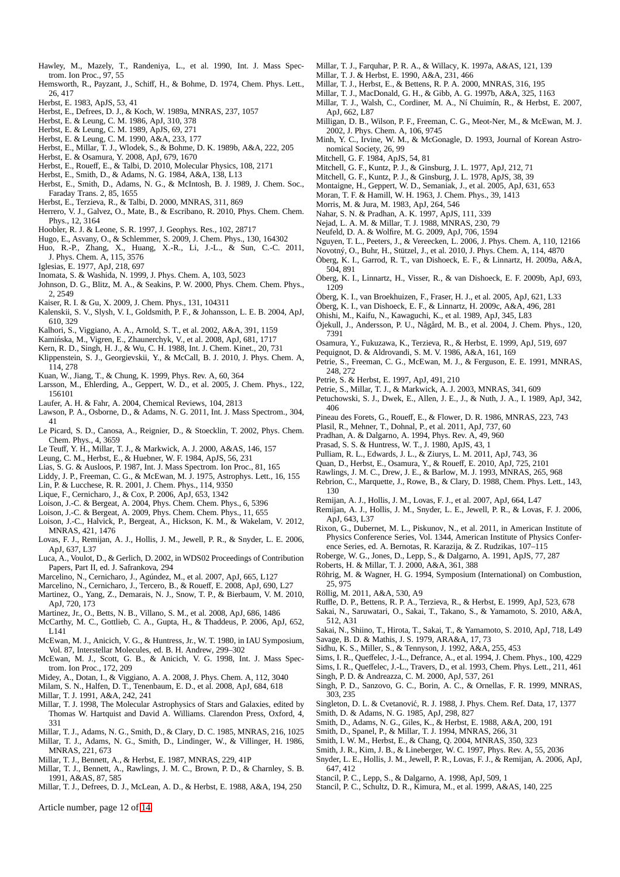Hawley, M., Mazely, T., Randeniya, L., et al. 1990, Int. J. Mass Spectrom. Ion Proc., 97, 55

Hemsworth, R., Payzant, J., Schiff, H., & Bohme, D. 1974, Chem. Phys. Lett., 26, 417

Herbst, E. 1983, ApJS, 53, 41

Herbst, E., Defrees, D. J., & Koch, W. 1989a, MNRAS, 237, 1057

Herbst, E. & Leung, C. M. 1986, ApJ, 310, 378

Herbst, E. & Leung, C. M. 1989, ApJS, 69, 271

Herbst, E. & Leung, C. M. 1990, A&A, 233, 177

Herbst, E., Millar, T. J., Wlodek, S., & Bohme, D. K. 1989b, A&A, 222, 205

Herbst, E. & Osamura, Y. 2008, ApJ, 679, 1670

Herbst, E., Roueff, E., & Talbi, D. 2010, Molecular Physics, 108, 2171

Herbst, E., Smith, D., & Adams, N. G. 1984, A&A, 138, L13

Herbst, E., Smith, D., Adams, N. G., & McIntosh, B. J. 1989, J. Chem. Soc., Faraday Trans. 2, 85, 1655

Herbst, E., Terzieva, R., & Talbi, D. 2000, MNRAS, 311, 869

Herrero, V. J., Galvez, O., Mate, B., & Escribano, R. 2010, Phys. Chem. Chem. Phys., 12, 3164

Hoobler, R. J. & Leone, S. R. 1997, J. Geophys. Res., 102, 28717

Hugo, E., Asvany, O., & Schlemmer, S. 2009, J. Chem. Phys., 130, 164302

Huo, R.-P., Zhang, X., Huang, X.-R., Li, J.-L., & Sun, C.-C. 2011, J. Phys. Chem. A, 115, 3576

Iglesias, E. 1977, ApJ, 218, 697

Inomata, S. & Washida, N. 1999, J. Phys. Chem. A, 103, 5023

Johnson, D. G., Blitz, M. A., & Seakins, P. W. 2000, Phys. Chem. Chem. Phys., 2, 2549

Kaiser, R. I. & Gu, X. 2009, J. Chem. Phys., 131, 104311

Kalenskii, S. V., Slysh, V. I., Goldsmith, P. F., & Johansson, L. E. B. 2004, ApJ, 610, 329

Kalhori, S., Viggiano, A. A., Arnold, S. T., et al. 2002, A&A, 391, 1159

Kamińska, M., Vigren, E., Zhaunerchyk, V., et al. 2008, ApJ, 681, 1717

Kern, R. D., Singh, H. J., & Wu, C. H. 1988, Int. J. Chem. Kinet., 20, 731

Klippenstein, S. J., Georgievskii, Y., & McCall, B. J. 2010, J. Phys. Chem. A, 114, 278

Kuan, W., Jiang, T., & Chung, K. 1999, Phys. Rev. A, 60, 364

Larsson, M., Ehlerding, A., Geppert, W. D., et al. 2005, J. Chem. Phys., 122, 156101

Laufer, A. H. & Fahr, A. 2004, Chemical Reviews, 104, 2813

Lawson, P. A., Osborne, D., & Adams, N. G. 2011, Int. J. Mass Spectrom., 304, 41

Le Picard, S. D., Canosa, A., Reignier, D., & Stoecklin, T. 2002, Phys. Chem. Chem. Phys., 4, 3659

Le Teuff, Y. H., Millar, T. J., & Markwick, A. J. 2000, A&AS, 146, 157

Leung, C. M., Herbst, E., & Huebner, W. F. 1984, ApJS, 56, 231

Lias, S. G. & Ausloos, P. 1987, Int. J. Mass Spectrom. Ion Proc., 81, 165

Liddy, J. P., Freeman, C. G., & McEwan, M. J. 1975, Astrophys. Lett., 16, 155

Lin, P. & Lucchese, R. R. 2001, J. Chem. Phys., 114, 9350

Lique, F., Cernicharo, J., & Cox, P. 2006, ApJ, 653, 1342

Loison, J.-C. & Bergeat, A. 2004, Phys. Chem. Chem. Phys., 6, 5396

Loison, J.-C. & Bergeat, A. 2009, Phys. Chem. Chem. Phys., 11, 655

Loison, J.-C., Halvick, P., Bergeat, A., Hickson, K. M., & Wakelam, V. 2012, MNRAS, 421, 1476

Lovas, F. J., Remijan, A. J., Hollis, J. M., Jewell, P. R., & Snyder, L. E. 2006, ApJ, 637, L37

Luca, A., Voulot, D., & Gerlich, D. 2002, in WDS02 Proceedings of Contribution Papers, Part II, ed. J. Safrankova, 294

Marcelino, N., Cernicharo, J., Agúndez, M., et al. 2007, ApJ, 665, L127

Marcelino, N., Cernicharo, J., Tercero, B., & Roueff, E. 2008, ApJ, 690, L27

Martinez, O., Yang, Z., Demarais, N. J., Snow, T. P., & Bierbaum, V. M. 2010, ApJ, 720, 173

Martinez, Jr., O., Betts, N. B., Villano, S. M., et al. 2008, ApJ, 686, 1486

McCarthy, M. C., Gottlieb, C. A., Gupta, H., & Thaddeus, P. 2006, ApJ, 652, L141

McEwan, M. J., Anicich, V. G., & Huntress, Jr., W. T. 1980, in IAU Symposium, Vol. 87, Interstellar Molecules, ed. B. H. Andrew, 299–302

McEwan, M. J., Scott, G. B., & Anicich, V. G. 1998, Int. J. Mass Spectrom. Ion Proc., 172, 209

Midey, A., Dotan, I., & Viggiano, A. A. 2008, J. Phys. Chem. A, 112, 3040

Milam, S. N., Halfen, D. T., Tenenbaum, E. D., et al. 2008, ApJ, 684, 618

Millar, T. J. 1991, A&A, 242, 241

Millar, T. J. 1998, The Molecular Astrophysics of Stars and Galaxies, edited by Thomas W. Hartquist and David A. Williams. Clarendon Press, Oxford, 4, 331

Millar, T. J., Adams, N. G., Smith, D., & Clary, D. C. 1985, MNRAS, 216, 1025

Millar, T. J., Adams, N. G., Smith, D., Lindinger, W., & Villinger, H. 1986, MNRAS, 221, 673

Millar, T. J., Bennett, A., & Herbst, E. 1987, MNRAS, 229, 41P

Millar, T. J., Bennett, A., Rawlings, J. M. C., Brown, P. D., & Charnley, S. B. 1991, A&AS, 87, 585

Millar, T. J., Defrees, D. J., McLean, A. D., & Herbst, E. 1988, A&A, 194, 250

Millar, T. J., Farquhar, P. R. A., & Willacy, K. 1997a, A&AS, 121, 139

Millar, T. J. & Herbst, E. 1990, A&A, 231, 466

Millar, T. J., Herbst, E., & Bettens, R. P. A. 2000, MNRAS, 316, 195

Millar, T. J., MacDonald, G. H., & Gibb, A. G. 1997b, A&A, 325, 1163

Millar, T. J., Walsh, C., Cordiner, M. A., Ní Chuimín, R., & Herbst, E. 2007, ApJ, 662, L87

Milligan, D. B., Wilson, P. F., Freeman, C. G., Meot-Ner, M., & McEwan, M. J. 2002, J. Phys. Chem. A, 106, 9745

Minh, Y. C., Irvine, W. M., & McGonagle, D. 1993, Journal of Korean Astronomical Society, 26, 99

Mitchell, G. F. 1984, ApJS, 54, 81

Mitchell, G. F., Kuntz, P. J., & Ginsburg, J. L. 1977, ApJ, 212, 71

Mitchell, G. F., Kuntz, P. J., & Ginsburg, J. L. 1978, ApJS, 38, 39

Montaigne, H., Geppert, W. D., Semaniak, J., et al. 2005, ApJ, 631, 653

Moran, T. F. & Hamill, W. H. 1963, J. Chem. Phys., 39, 1413

Morris, M. & Jura, M. 1983, ApJ, 264, 546

Nahar, S. N. & Pradhan, A. K. 1997, ApJS, 111, 339

Nejad, L. A. M. & Millar, T. J. 1988, MNRAS, 230, 79

Neufeld, D. A. & Wolfire, M. G. 2009, ApJ, 706, 1594

Nguyen, T. L., Peeters, J., & Vereecken, L. 2006, J. Phys. Chem. A, 110, 12166

Novotný, O., Buhr, H., Stützel, J., et al. 2010, J. Phys. Chem. A, 114, 4870

Öberg, K. I., Garrod, R. T., van Dishoeck, E. F., & Linnartz, H. 2009a, A&A, 504, 891

Öberg, K. I., Linnartz, H., Visser, R., & van Dishoeck, E. F. 2009b, ApJ, 693, 1209

Öberg, K. I., van Broekhuizen, F., Fraser, H. J., et al. 2005, ApJ, 621, L33

Öberg, K. I., van Dishoeck, E. F., & Linnartz, H. 2009c, A&A, 496, 281

Ohishi, M., Kaifu, N., Kawaguchi, K., et al. 1989, ApJ, 345, L83

Öjekull, J., Andersson, P. U., Någård, M. B., et al. 2004, J. Chem. Phys., 120, 7391

Osamura, Y., Fukuzawa, K., Terzieva, R., & Herbst, E. 1999, ApJ, 519, 697

Pequignot, D. & Aldrovandi, S. M. V. 1986, A&A, 161, 169

Petrie, S., Freeman, C. G., McEwan, M. J., & Ferguson, E. E. 1991, MNRAS, 248, 272

Petrie, S. & Herbst, E. 1997, ApJ, 491, 210

Petrie, S., Millar, T. J., & Markwick, A. J. 2003, MNRAS, 341, 609

Petuchowski, S. J., Dwek, E., Allen, J. E., J., & Nuth, J. A., I. 1989, ApJ, 342, 406

Pineau des Forets, G., Roueff, E., & Flower, D. R. 1986, MNRAS, 223, 743

Plasil, R., Mehner, T., Dohnal, P., et al. 2011, ApJ, 737, 60

Pradhan, A. & Dalgarno, A. 1994, Phys. Rev. A, 49, 960

Prasad, S. S. & Huntress, W. T., J. 1980, ApJS, 43, 1

Pulliam, R. L., Edwards, J. L., & Ziurys, L. M. 2011, ApJ, 743, 36

Quan, D., Herbst, E., Osamura, Y., & Roueff, E. 2010, ApJ, 725, 2101

Rawlings, J. M. C., Drew, J. E., & Barlow, M. J. 1993, MNRAS, 265, 968

Rebrion, C., Marquette, J., Rowe, B., & Clary, D. 1988, Chem. Phys. Lett., 143, 130

Remijan, A. J., Hollis, J. M., Lovas, F. J., et al. 2007, ApJ, 664, L47

Remijan, A. J., Hollis, J. M., Snyder, L. E., Jewell, P. R., & Lovas, F. J. 2006, ApJ, 643, L37

Rixon, G., Dubernet, M. L., Piskunov, N., et al. 2011, in American Institute of Physics Conference Series, Vol. 1344, American Institute of Physics Conference Series, ed. A. Bernotas, R. Karazija, & Z. Rudzikas, 107–115

Roberge, W. G., Jones, D., Lepp, S., & Dalgarno, A. 1991, ApJS, 77, 287

Roberts, H. & Millar, T. J. 2000, A&A, 361, 388

Röhrig, M. & Wagner, H. G. 1994, Symposium (International) on Combustion, 25, 975

Röllig, M. 2011, A&A, 530, A9

Ruffle, D. P., Bettens, R. P. A., Terzieva, R., & Herbst, E. 1999, ApJ, 523, 678

Sakai, N., Saruwatari, O., Sakai, T., Takano, S., & Yamamoto, S. 2010, A&A, 512, A31

Sakai, N., Shiino, T., Hirota, T., Sakai, T., & Yamamoto, S. 2010, ApJ, 718, L49

Savage, B. D. & Mathis, J. S. 1979, ARA&A, 17, 73

Sidhu, K. S., Miller, S., & Tennyson, J. 1992, A&A, 255, 453

Sims, I. R., Queffelec, J.-L., Defrance, A., et al. 1994, J. Chem. Phys., 100, 4229

Sims, I. R., Queffelec, J.-L., Travers, D., et al. 1993, Chem. Phys. Lett., 211, 461

Singh, P. D. & Andreazza, C. M. 2000, ApJ, 537, 261

Singh, P. D., Sanzovo, G. C., Borin, A. C., & Ornellas, F. R. 1999, MNRAS, 303, 235

Singleton, D. L. & Cvetanović, R. J. 1988, J. Phys. Chem. Ref. Data, 17, 1377

Smith, D. & Adams, N. G. 1985, ApJ, 298, 827

Smith, D., Adams, N. G., Giles, K., & Herbst, E. 1988, A&A, 200, 191

Smith, D., Spanel, P., & Millar, T. J. 1994, MNRAS, 266, 31

Smith, I. W. M., Herbst, E., & Chang, Q. 2004, MNRAS, 350, 323

Smith, J. R., Kim, J. B., & Lineberger, W. C. 1997, Phys. Rev. A, 55, 2036

Snyder, L. E., Hollis, J. M., Jewell, P. R., Lovas, F. J., & Remijan, A. 2006, ApJ, 647, 412

Stancil, P. C., Lepp, S., & Dalgarno, A. 1998, ApJ, 509, 1

Stancil, P. C., Schultz, D. R., Kimura, M., et al. 1999, A&AS, 140, 225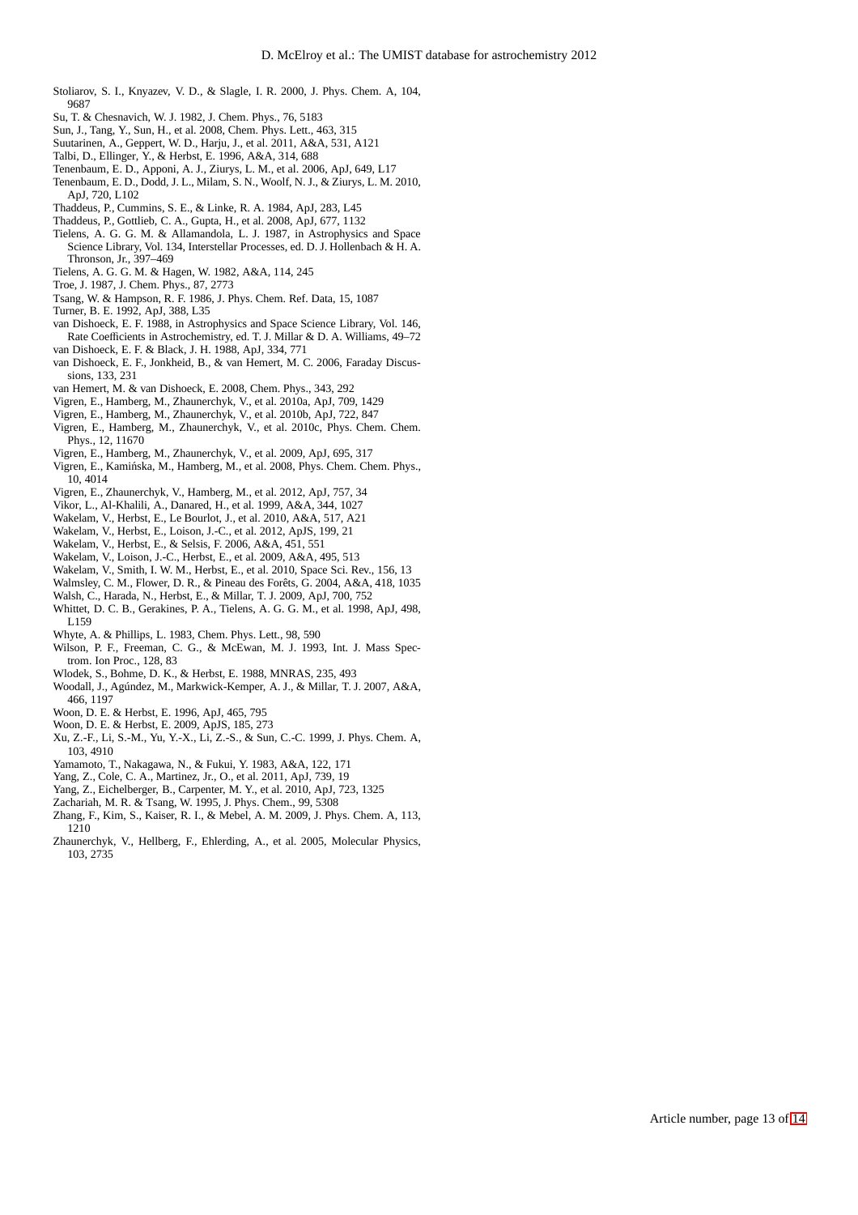Stoliarov, S. I., Knyazev, V. D., & Slagle, I. R. 2000, J. Phys. Chem. A, 104, 9687

Su, T. & Chesnavich, W. J. 1982, J. Chem. Phys., 76, 5183

Sun, J., Tang, Y., Sun, H., et al. 2008, Chem. Phys. Lett., 463, 315

Suutarinen, A., Geppert, W. D., Harju, J., et al. 2011, A&A, 531, A121

Talbi, D., Ellinger, Y., & Herbst, E. 1996, A&A, 314, 688

Tenenbaum, E. D., Apponi, A. J., Ziurys, L. M., et al. 2006, ApJ, 649, L17

Tenenbaum, E. D., Dodd, J. L., Milam, S. N., Woolf, N. J., & Ziurys, L. M. 2010, ApJ, 720, L102

Thaddeus, P., Cummins, S. E., & Linke, R. A. 1984, ApJ, 283, L45

Thaddeus, P., Gottlieb, C. A., Gupta, H., et al. 2008, ApJ, 677, 1132

Tielens, A. G. G. M. & Allamandola, L. J. 1987, in Astrophysics and Space Science Library, Vol. 134, Interstellar Processes, ed. D. J. Hollenbach & H. A. Thronson, Jr., 397–469

Tielens, A. G. G. M. & Hagen, W. 1982, A&A, 114, 245

Troe, J. 1987, J. Chem. Phys., 87, 2773

Tsang, W. & Hampson, R. F. 1986, J. Phys. Chem. Ref. Data, 15, 1087

Turner, B. E. 1992, ApJ, 388, L35

van Dishoeck, E. F. 1988, in Astrophysics and Space Science Library, Vol. 146, Rate Coefficients in Astrochemistry, ed. T. J. Millar & D. A. Williams, 49–72

van Dishoeck, E. F. & Black, J. H. 1988, ApJ, 334, 771

van Dishoeck, E. F., Jonkheid, B., & van Hemert, M. C. 2006, Faraday Discussions, 133, 231

van Hemert, M. & van Dishoeck, E. 2008, Chem. Phys., 343, 292

Vigren, E., Hamberg, M., Zhaunerchyk, V., et al. 2010a, ApJ, 709, 1429

Vigren, E., Hamberg, M., Zhaunerchyk, V., et al. 2010b, ApJ, 722, 847

Vigren, E., Hamberg, M., Zhaunerchyk, V., et al. 2010c, Phys. Chem. Chem. Phys., 12, 11670

Vigren, E., Hamberg, M., Zhaunerchyk, V., et al. 2009, ApJ, 695, 317

Vigren, E., Kamińska, M., Hamberg, M., et al. 2008, Phys. Chem. Chem. Phys., 10, 4014

Vigren, E., Zhaunerchyk, V., Hamberg, M., et al. 2012, ApJ, 757, 34

Vikor, L., Al-Khalili, A., Danared, H., et al. 1999, A&A, 344, 1027

Wakelam, V., Herbst, E., Le Bourlot, J., et al. 2010, A&A, 517, A21

Wakelam, V., Herbst, E., Loison, J.-C., et al. 2012, ApJS, 199, 21

Wakelam, V., Herbst, E., & Selsis, F. 2006, A&A, 451, 551

Wakelam, V., Loison, J.-C., Herbst, E., et al. 2009, A&A, 495, 513

Wakelam, V., Smith, I. W. M., Herbst, E., et al. 2010, Space Sci. Rev., 156, 13

Walmsley, C. M., Flower, D. R., & Pineau des Forêts, G. 2004, A&A, 418, 1035

Walsh, C., Harada, N., Herbst, E., & Millar, T. J. 2009, ApJ, 700, 752

Whittet, D. C. B., Gerakines, P. A., Tielens, A. G. G. M., et al. 1998, ApJ, 498, L159

Whyte, A. & Phillips, L. 1983, Chem. Phys. Lett., 98, 590

Wilson, P. F., Freeman, C. G., & McEwan, M. J. 1993, Int. J. Mass Spectrom. Ion Proc., 128, 83

Wlodek, S., Bohme, D. K., & Herbst, E. 1988, MNRAS, 235, 493

Woodall, J., Agúndez, M., Markwick-Kemper, A. J., & Millar, T. J. 2007, A&A, 466, 1197

Woon, D. E. & Herbst, E. 1996, ApJ, 465, 795

Woon, D. E. & Herbst, E. 2009, ApJS, 185, 273

Xu, Z.-F., Li, S.-M., Yu, Y.-X., Li, Z.-S., & Sun, C.-C. 1999, J. Phys. Chem. A, 103, 4910

Yamamoto, T., Nakagawa, N., & Fukui, Y. 1983, A&A, 122, 171

Yang, Z., Cole, C. A., Martinez, Jr., O., et al. 2011, ApJ, 739, 19

Yang, Z., Eichelberger, B., Carpenter, M. Y., et al. 2010, ApJ, 723, 1325

Zachariah, M. R. & Tsang, W. 1995, J. Phys. Chem., 99, 5308

Zhang, F., Kim, S., Kaiser, R. I., & Mebel, A. M. 2009, J. Phys. Chem. A, 113, 1210

Zhaunerchyk, V., Hellberg, F., Ehlerding, A., et al. 2005, Molecular Physics, 103, 2735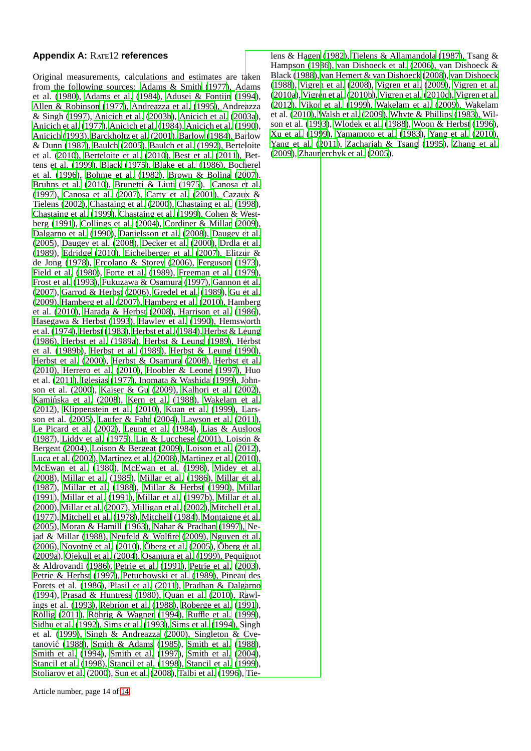## Appendix A: Rate12 references

Original measurements, calculations and estimates are taken from the following sources: Adams & Smith (1977), Adams et al. (1980), Adams et al. (1984), Adusei & Fontijn (1994), Allen & Robinson (1977), Andreazza et al. (1995), Andreazza & Singh (1997), Anicich et al. (2003b), Anicich et al. (2003a), Anicich et al. (1977), Anicich et al. (1984), Anicich et al. (1990), Anicich (1993), Barckholtz et al. (2001), Barlow (1984), Barlow & Dunn (1987), Baulch (2005), Baulch et al. (1992), Berteloite et al. (2010), Berteloite et al. (2010), Best et al. (2011), Bettens et al. (1999), Black (1975), Blake et al. (1986), Bocherel et al. (1996), Bohme et al. (1982), Brown & Bolina (2007), Bruhns et al. (2010), Brunetti & Liuti (1975). Canosa et al. (1997), Canosa et al. (2007), Carty et al. (2001), Cazaux & Tielens (2002), Chastaing et al. (2000), Chastaing et al. (1998), Chastaing et al. (1999), Chastaing et al. (1999), Cohen & Westberg (1991), Collings et al. (2004), Cordiner & Millar (2009), Dalgarno et al. (1990), Danielsson et al. (2008), Daugey et al. (2005), Daugey et al. (2008), Decker et al. (2000), Drdla et al. (1989), Edridge (2010), Eichelberger et al. (2007), Elitzur & de Jong (1978), Ercolano & Storey (2006), Ferguson (1973), Field et al. (1980), Forte et al. (1989), Freeman et al. (1979), Frost et al. (1993), Fukuzawa & Osamura (1997), Gannon et al. (2007), Garrod & Herbst (2006), Gredel et al. (1989), Gu et al. (2009), Hamberg et al. (2007), Hamberg et al. (2010), Hamberg et al. (2010), Harada & Herbst (2008), Harrison et al. (1986), Hasegawa & Herbst (1993), Hawley et al. (1990), Hemsworth et al. (1974), Herbst (1983), Herbst et al. (1984), Herbst & Leung (1986), Herbst et al. (1989a), Herbst & Leung (1989), Herbst et al. (1989b), Herbst et al. (1989), Herbst & Leung (1990), Herbst et al. (2000), Herbst & Osamura (2008), Herbst et al. (2010), Herrero et al. (2010), Hoobler & Leone (1997), Huo et al. (2011), Iglesias (1977), Inomata & Washida (1999), Johnson et al. (2000), Kaiser & Gu (2009), Kalhori et al. (2002), Kamińska et al. (2008), Kern et al. (1988), Wakelam et al. (2012), Klippenstein et al. (2010), Kuan et al. (1999), Larsson et al. (2005), Laufer & Fahr (2004), Lawson et al. (2011), Le Picard et al. (2002), Leung et al. (1984), Lias & Ausloos (1987), Liddy et al. (1975), Lin & Lucchese (2001), Loison & Bergeat (2004), Loison & Bergeat (2009), Loison et al. (2012), Luca et al. (2002), Martinez et al. (2008), Martinez et al. (2010), McEwan et al. (1980), McEwan et al. (1998), Midey et al. (2008), Millar et al. (1985), Millar et al. (1986), Millar et al. (1987), Millar et al. (1988), Millar & Herbst (1990), Millar (1991), Millar et al. (1991), Millar et al. (1997b), Millar et al. (2000), Millar et al. (2007), Milligan et al. (2002), Mitchell et al. (1977), Mitchell et al. (1978), Mitchell (1984), Montaigne et al. (2005), Moran & Hamill (1963), Nahar & Pradhan (1997), Nejad & Millar (1988), Neufeld & Wolfire (2009), Nguyen et al. (2006), Novotný et al. (2010), Öberg et al. (2005), Öberg et al. (2009a), Öjekull et al. (2004), Osamura et al. (1999), Pequignot & Aldrovandi (1986), Petrie et al. (1991), Petrie et al. (2003), Petrie & Herbst (1997), Petuchowski et al. (1989), Pineau des Forets et al. (1986), Plasil et al. (2011), Pradhan & Dalgarno (1994), Prasad & Huntress (1980), Quan et al. (2010), Rawlings et al. (1993), Rebrion et al. (1988), Roberge et al. (1991), Röllig (2011), Röhrig & Wagner (1994), Ruffle et al. (1999), Sidhu et al. (1992), Sims et al. (1993), Sims et al. (1994), Singh et al. (1999), Singh & Andreazza (2000), Singleton & Cvetanović (1988), Smith & Adams (1985), Smith et al. (1988), Smith et al. (1994), Smith et al. (1997), Smith et al. (2004), Stancil et al. (1998), Stancil et al. (1998), Stancil et al. (1999), Stoliarov et al. (2000), Sun et al. (2008), Talbi et al. (1996), Tielens & Hagen (1982), Tielens & Allamandola (1987), Tsang & Hampson (1986), van Dishoeck et al. (2006), van Dishoeck & Black (1988), van Hemert & van Dishoeck (2008), van Dishoeck (1988), Vigren et al. (2008), Vigren et al. (2009), Vigren et al. (2010a), Vigren et al. (2010b), Vigren et al. (2010c), Vigren et al. (2012), Vikor et al. (1999), Wakelam et al. (2009), Wakelam et al. (2010), Walsh et al. (2009), Whyte & Phillips (1983), Wilson et al. (1993), Wlodek et al. (1988), Woon & Herbst (1996), Xu et al. (1999), Yamamoto et al. (1983), Yang et al. (2010), Yang et al. (2011), Zachariah & Tsang (1995), Zhang et al. (2009), Zhaunerchyk et al. (2005).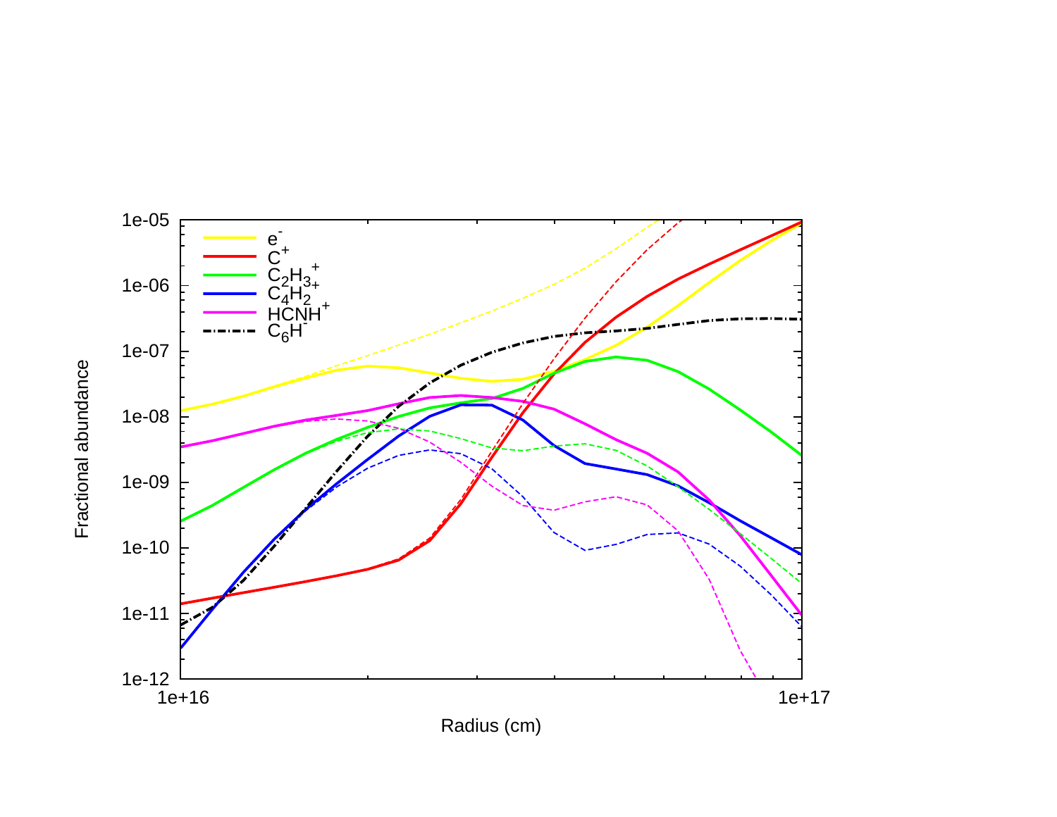e$^-$

C$^+$

$C_2H_3^+$

$C_4H_2^+$

$HCNH^+$

$C_6H^-$

Fractional abundance

Radius (cm)

1e-05

1e-06

1e-07

1e-08

1e-09

1e-10

1e-11

1e-12

1e+16

1e+17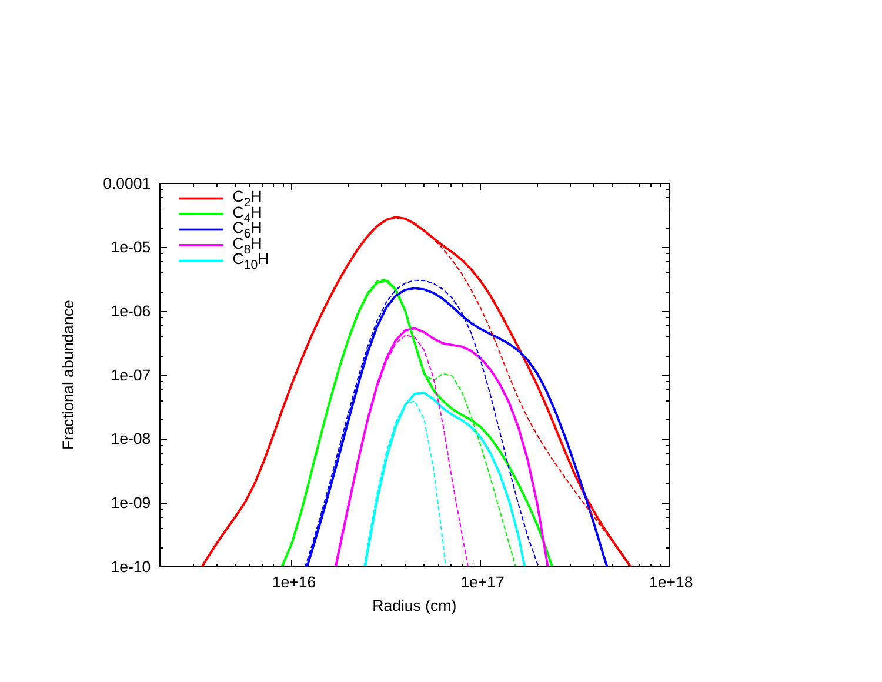0.0001

1e-05

1e-06

1e-07

1e-08

1e-09

1e-10

Fractional abundance

1e+16

1e+17

1e+18

Radius (cm)

$C_2H$

$C_4H$

$C_6H$

$C_8H$

$C_{10}H$